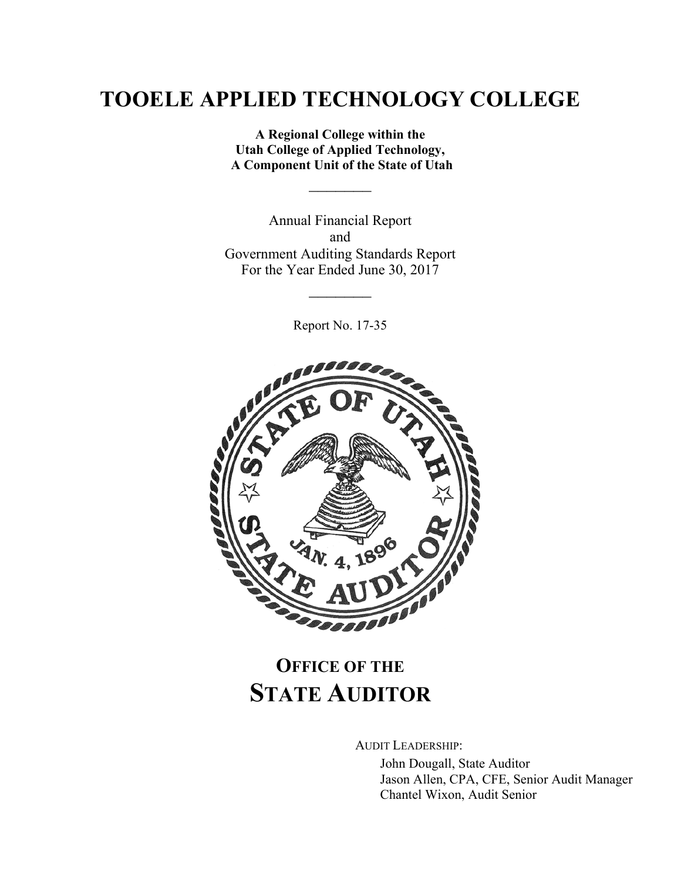# TOOELE APPLIED TECHNOLOGY COLLEGE

**A Regional College within the Utah College of Applied Technology, A Component Unit of the State of Utah**

---

Annual Financial Report
and
Government Auditing Standards Report
For the Year Ended June 30, 2017

---

Report No. 17-35

## OFFICE OF THE STATE AUDITOR

AUDIT LEADERSHIP:

John Dougall, State Auditor
Jason Allen, CPA, CFE, Senior Audit Manager
Chantel Wixon, Audit Senior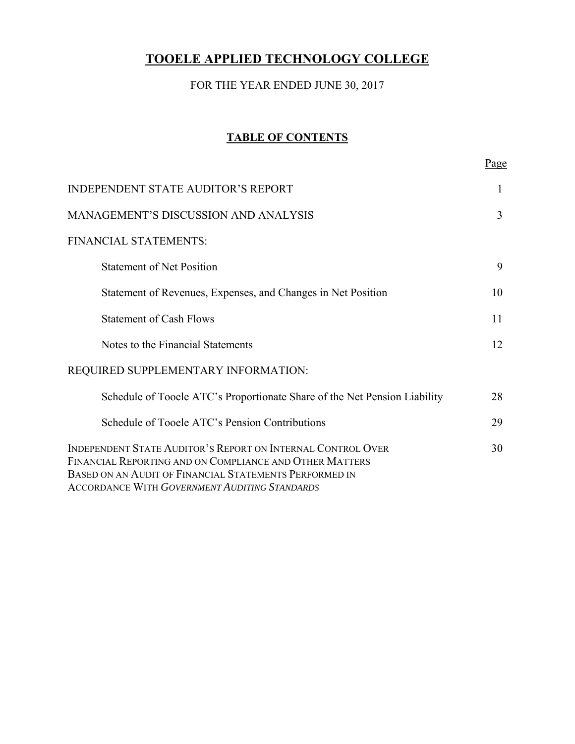# TOOELE APPLIED TECHNOLOGY COLLEGE

FOR THE YEAR ENDED JUNE 30, 2017

## TABLE OF CONTENTS

| | Page |
|---|---|
| INDEPENDENT STATE AUDITOR'S REPORT | 1 |
| MANAGEMENT'S DISCUSSION AND ANALYSIS | 3 |
| FINANCIAL STATEMENTS: | |
| Statement of Net Position | 9 |
| Statement of Revenues, Expenses, and Changes in Net Position | 10 |
| Statement of Cash Flows | 11 |
| Notes to the Financial Statements | 12 |
| REQUIRED SUPPLEMENTARY INFORMATION: | |
| Schedule of Tooele ATC's Proportionate Share of the Net Pension Liability | 28 |
| Schedule of Tooele ATC's Pension Contributions | 29 |
| INDEPENDENT STATE AUDITOR'S REPORT ON INTERNAL CONTROL OVER FINANCIAL REPORTING AND ON COMPLIANCE AND OTHER MATTERS BASED ON AN AUDIT OF FINANCIAL STATEMENTS PERFORMED IN ACCORDANCE WITH *GOVERNMENT AUDITING STANDARDS* | 30 |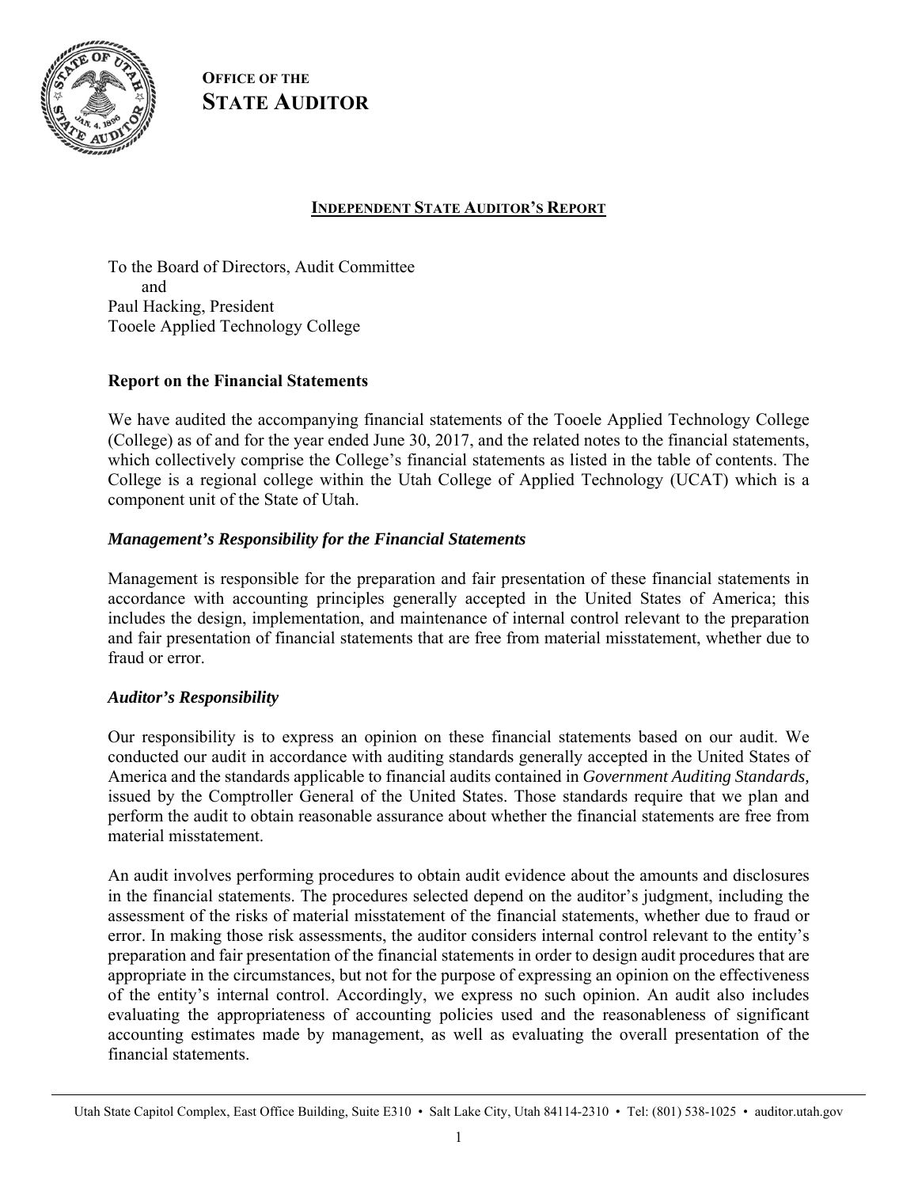**OFFICE OF THE**
**STATE AUDITOR**

## INDEPENDENT STATE AUDITOR'S REPORT

To the Board of Directors, Audit Committee
and
Paul Hacking, President
Tooele Applied Technology College

### Report on the Financial Statements

We have audited the accompanying financial statements of the Tooele Applied Technology College (College) as of and for the year ended June 30, 2017, and the related notes to the financial statements, which collectively comprise the College's financial statements as listed in the table of contents. The College is a regional college within the Utah College of Applied Technology (UCAT) which is a component unit of the State of Utah.

#### *Management's Responsibility for the Financial Statements*

Management is responsible for the preparation and fair presentation of these financial statements in accordance with accounting principles generally accepted in the United States of America; this includes the design, implementation, and maintenance of internal control relevant to the preparation and fair presentation of financial statements that are free from material misstatement, whether due to fraud or error.

#### *Auditor's Responsibility*

Our responsibility is to express an opinion on these financial statements based on our audit. We conducted our audit in accordance with auditing standards generally accepted in the United States of America and the standards applicable to financial audits contained in *Government Auditing Standards,* issued by the Comptroller General of the United States. Those standards require that we plan and perform the audit to obtain reasonable assurance about whether the financial statements are free from material misstatement.

An audit involves performing procedures to obtain audit evidence about the amounts and disclosures in the financial statements. The procedures selected depend on the auditor's judgment, including the assessment of the risks of material misstatement of the financial statements, whether due to fraud or error. In making those risk assessments, the auditor considers internal control relevant to the entity's preparation and fair presentation of the financial statements in order to design audit procedures that are appropriate in the circumstances, but not for the purpose of expressing an opinion on the effectiveness of the entity's internal control. Accordingly, we express no such opinion. An audit also includes evaluating the appropriateness of accounting policies used and the reasonableness of significant accounting estimates made by management, as well as evaluating the overall presentation of the financial statements.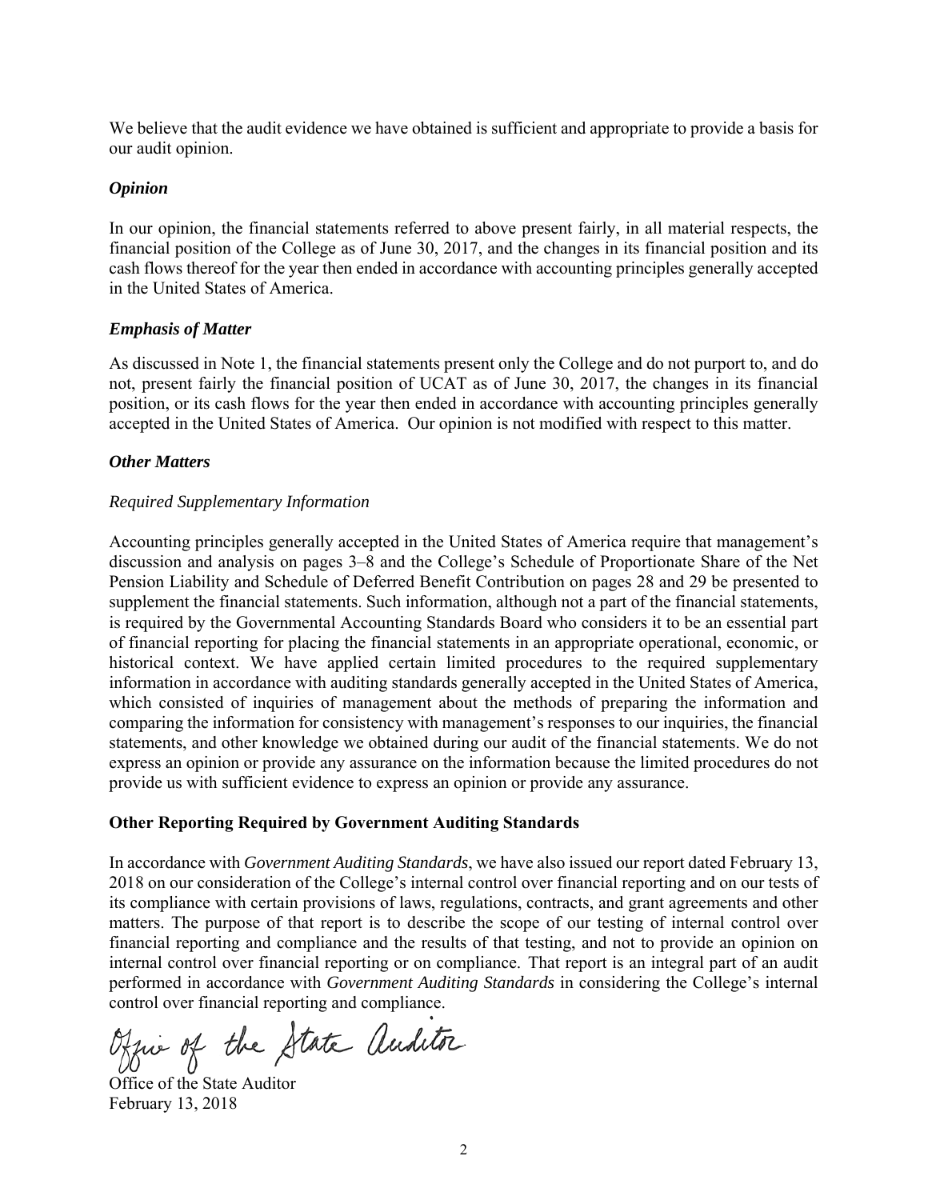We believe that the audit evidence we have obtained is sufficient and appropriate to provide a basis for our audit opinion.

### *Opinion*

In our opinion, the financial statements referred to above present fairly, in all material respects, the financial position of the College as of June 30, 2017, and the changes in its financial position and its cash flows thereof for the year then ended in accordance with accounting principles generally accepted in the United States of America.

### *Emphasis of Matter*

As discussed in Note 1, the financial statements present only the College and do not purport to, and do not, present fairly the financial position of UCAT as of June 30, 2017, the changes in its financial position, or its cash flows for the year then ended in accordance with accounting principles generally accepted in the United States of America. Our opinion is not modified with respect to this matter.

### *Other Matters*

*Required Supplementary Information*

Accounting principles generally accepted in the United States of America require that management's discussion and analysis on pages 3–8 and the College's Schedule of Proportionate Share of the Net Pension Liability and Schedule of Deferred Benefit Contribution on pages 28 and 29 be presented to supplement the financial statements. Such information, although not a part of the financial statements, is required by the Governmental Accounting Standards Board who considers it to be an essential part of financial reporting for placing the financial statements in an appropriate operational, economic, or historical context. We have applied certain limited procedures to the required supplementary information in accordance with auditing standards generally accepted in the United States of America, which consisted of inquiries of management about the methods of preparing the information and comparing the information for consistency with management's responses to our inquiries, the financial statements, and other knowledge we obtained during our audit of the financial statements. We do not express an opinion or provide any assurance on the information because the limited procedures do not provide us with sufficient evidence to express an opinion or provide any assurance.

## Other Reporting Required by Government Auditing Standards

In accordance with *Government Auditing Standards*, we have also issued our report dated February 13, 2018 on our consideration of the College's internal control over financial reporting and on our tests of its compliance with certain provisions of laws, regulations, contracts, and grant agreements and other matters. The purpose of that report is to describe the scope of our testing of internal control over financial reporting and compliance and the results of that testing, and not to provide an opinion on internal control over financial reporting or on compliance. That report is an integral part of an audit performed in accordance with *Government Auditing Standards* in considering the College's internal control over financial reporting and compliance.

Office of the State Auditor

Office of the State Auditor
February 13, 2018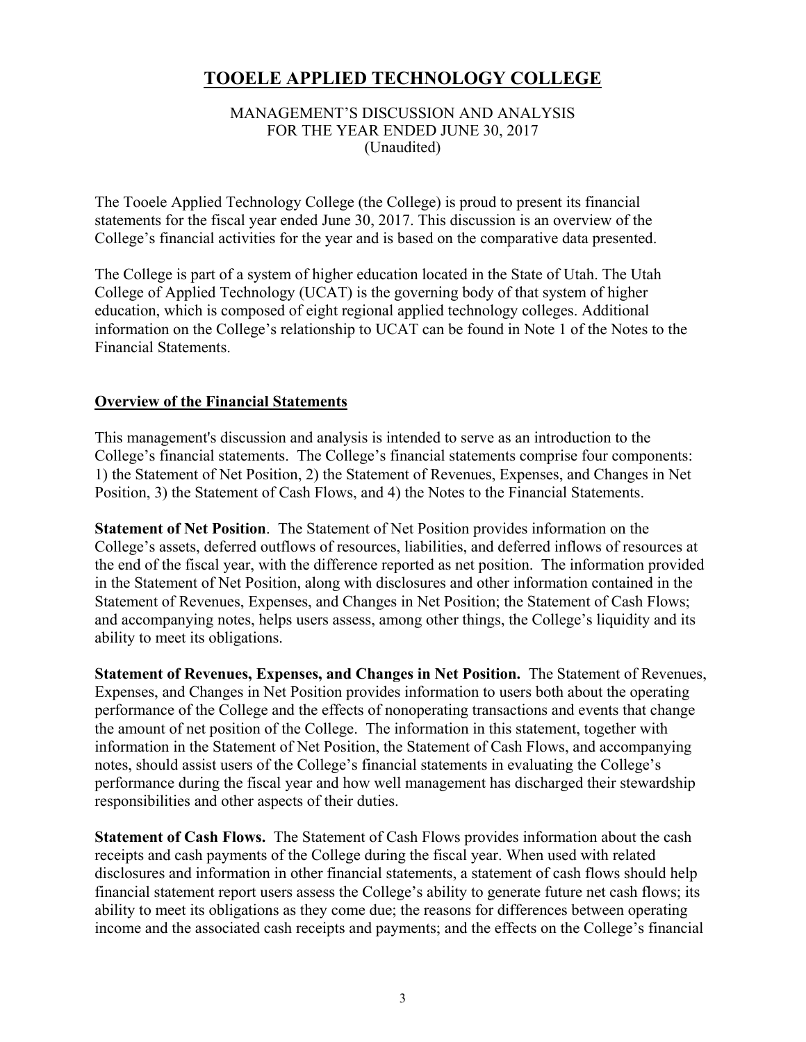# TOOELE APPLIED TECHNOLOGY COLLEGE

MANAGEMENT'S DISCUSSION AND ANALYSIS
FOR THE YEAR ENDED JUNE 30, 2017
(Unaudited)

The Tooele Applied Technology College (the College) is proud to present its financial statements for the fiscal year ended June 30, 2017. This discussion is an overview of the College's financial activities for the year and is based on the comparative data presented.

The College is part of a system of higher education located in the State of Utah. The Utah College of Applied Technology (UCAT) is the governing body of that system of higher education, which is composed of eight regional applied technology colleges. Additional information on the College's relationship to UCAT can be found in Note 1 of the Notes to the Financial Statements.

## Overview of the Financial Statements

This management's discussion and analysis is intended to serve as an introduction to the College's financial statements. The College's financial statements comprise four components: 1) the Statement of Net Position, 2) the Statement of Revenues, Expenses, and Changes in Net Position, 3) the Statement of Cash Flows, and 4) the Notes to the Financial Statements.

**Statement of Net Position**. The Statement of Net Position provides information on the College's assets, deferred outflows of resources, liabilities, and deferred inflows of resources at the end of the fiscal year, with the difference reported as net position. The information provided in the Statement of Net Position, along with disclosures and other information contained in the Statement of Revenues, Expenses, and Changes in Net Position; the Statement of Cash Flows; and accompanying notes, helps users assess, among other things, the College's liquidity and its ability to meet its obligations.

**Statement of Revenues, Expenses, and Changes in Net Position.** The Statement of Revenues, Expenses, and Changes in Net Position provides information to users both about the operating performance of the College and the effects of nonoperating transactions and events that change the amount of net position of the College. The information in this statement, together with information in the Statement of Net Position, the Statement of Cash Flows, and accompanying notes, should assist users of the College's financial statements in evaluating the College's performance during the fiscal year and how well management has discharged their stewardship responsibilities and other aspects of their duties.

**Statement of Cash Flows.** The Statement of Cash Flows provides information about the cash receipts and cash payments of the College during the fiscal year. When used with related disclosures and information in other financial statements, a statement of cash flows should help financial statement report users assess the College's ability to generate future net cash flows; its ability to meet its obligations as they come due; the reasons for differences between operating income and the associated cash receipts and payments; and the effects on the College's financial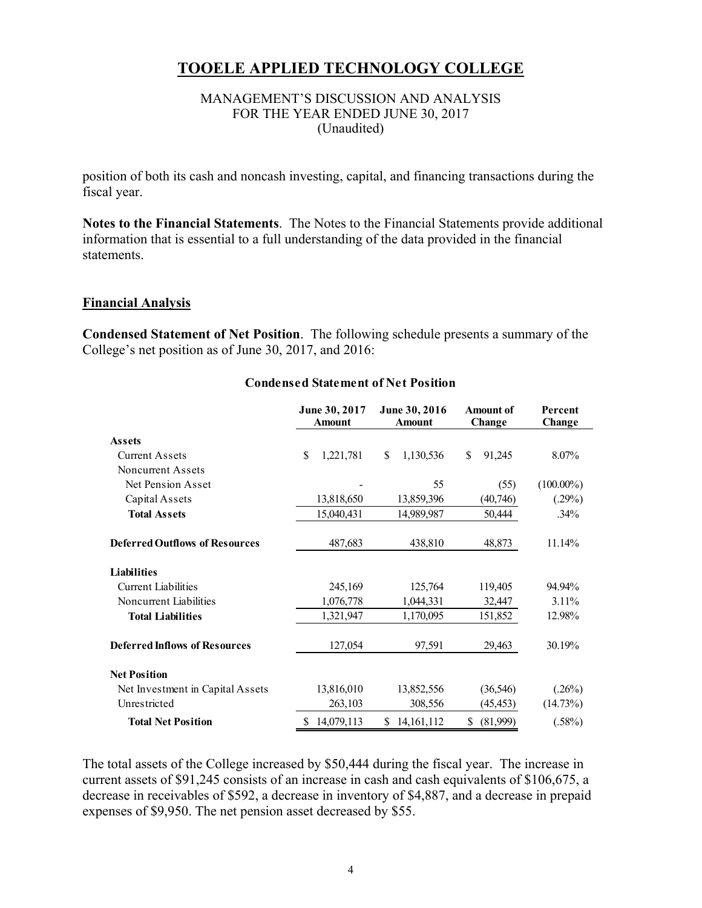position of both its cash and noncash investing, capital, and financing transactions during the fiscal year.

**Notes to the Financial Statements**. The Notes to the Financial Statements provide additional information that is essential to a full understanding of the data provided in the financial statements.

## Financial Analysis

**Condensed Statement of Net Position**. The following schedule presents a summary of the College's net position as of June 30, 2017, and 2016:

**Condensed Statement of Net Position**

| | June 30, 2017 Amount | June 30, 2016 Amount | Amount of Change | Percent Change |
|---|---|---|---|---|
| **Assets** | | | | |
| Current Assets | $ 1,221,781 | $ 1,130,536 | $ 91,245 | 8.07% |
| Noncurrent Assets | | | | |
| Net Pension Asset | - | 55 | (55) | (100.00%) |
| Capital Assets | 13,818,650 | 13,859,396 | (40,746) | (.29%) |
| **Total Assets** | 15,040,431 | 14,989,987 | 50,444 | .34% |
| **Deferred Outflows of Resources** | 487,683 | 438,810 | 48,873 | 11.14% |
| **Liabilities** | | | | |
| Current Liabilities | 245,169 | 125,764 | 119,405 | 94.94% |
| Noncurrent Liabilities | 1,076,778 | 1,044,331 | 32,447 | 3.11% |
| **Total Liabilities** | 1,321,947 | 1,170,095 | 151,852 | 12.98% |
| **Deferred Inflows of Resources** | 127,054 | 97,591 | 29,463 | 30.19% |
| **Net Position** | | | | |
| Net Investment in Capital Assets | 13,816,010 | 13,852,556 | (36,546) | (.26%) |
| Unrestricted | 263,103 | 308,556 | (45,453) | (14.73%) |
| **Total Net Position** | $ 14,079,113 | $ 14,161,112 | $ (81,999) | (.58%) |

The total assets of the College increased by $50,444 during the fiscal year. The increase in current assets of $91,245 consists of an increase in cash and cash equivalents of $106,675, a decrease in receivables of $592, a decrease in inventory of $4,887, and a decrease in prepaid expenses of $9,950. The net pension asset decreased by $55.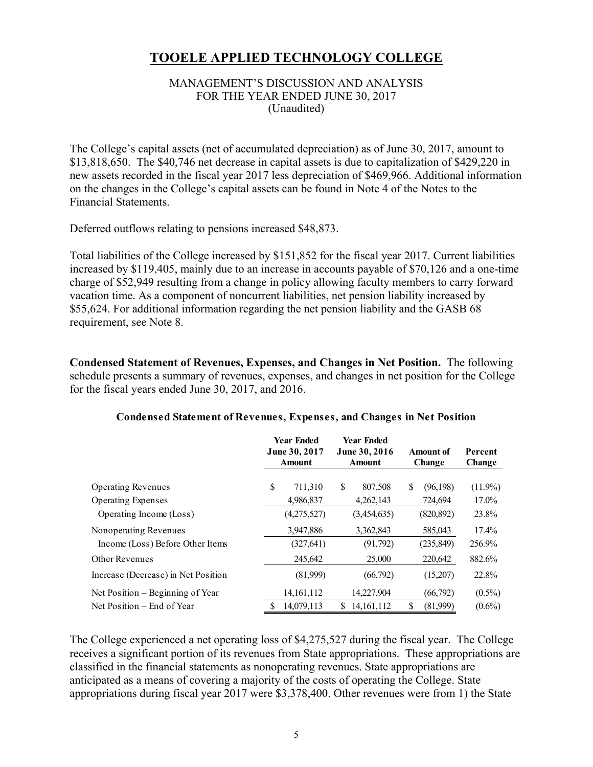# TOOELE APPLIED TECHNOLOGY COLLEGE

MANAGEMENT'S DISCUSSION AND ANALYSIS
FOR THE YEAR ENDED JUNE 30, 2017
(Unaudited)

The College's capital assets (net of accumulated depreciation) as of June 30, 2017, amount to $13,818,650. The $40,746 net decrease in capital assets is due to capitalization of $429,220 in new assets recorded in the fiscal year 2017 less depreciation of $469,966. Additional information on the changes in the College's capital assets can be found in Note 4 of the Notes to the Financial Statements.

Deferred outflows relating to pensions increased $48,873.

Total liabilities of the College increased by $151,852 for the fiscal year 2017. Current liabilities increased by $119,405, mainly due to an increase in accounts payable of $70,126 and a one-time charge of $52,949 resulting from a change in policy allowing faculty members to carry forward vacation time. As a component of noncurrent liabilities, net pension liability increased by $55,624. For additional information regarding the net pension liability and the GASB 68 requirement, see Note 8.

**Condensed Statement of Revenues, Expenses, and Changes in Net Position.** The following schedule presents a summary of revenues, expenses, and changes in net position for the College for the fiscal years ended June 30, 2017, and 2016.

**Condensed Statement of Revenues, Expenses, and Changes in Net Position**

| | Year Ended June 30, 2017 Amount | Year Ended June 30, 2016 Amount | Amount of Change | Percent Change |
|---|---|---|---|---|
| Operating Revenues | $ 711,310 | $ 807,508 | $ (96,198) | (11.9%) |
| Operating Expenses | 4,986,837 | 4,262,143 | 724,694 | 17.0% |
| Operating Income (Loss) | (4,275,527) | (3,454,635) | (820,892) | 23.8% |
| Nonoperating Revenues | 3,947,886 | 3,362,843 | 585,043 | 17.4% |
| Income (Loss) Before Other Items | (327,641) | (91,792) | (235,849) | 256.9% |
| Other Revenues | 245,642 | 25,000 | 220,642 | 882.6% |
| Increase (Decrease) in Net Position | (81,999) | (66,792) | (15,207) | 22.8% |
| Net Position – Beginning of Year | 14,161,112 | 14,227,904 | (66,792) | (0.5%) |
| Net Position – End of Year | $ 14,079,113 | $ 14,161,112 | $ (81,999) | (0.6%) |

The College experienced a net operating loss of $4,275,527 during the fiscal year. The College receives a significant portion of its revenues from State appropriations. These appropriations are classified in the financial statements as nonoperating revenues. State appropriations are anticipated as a means of covering a majority of the costs of operating the College. State appropriations during fiscal year 2017 were $3,378,400. Other revenues were from 1) the State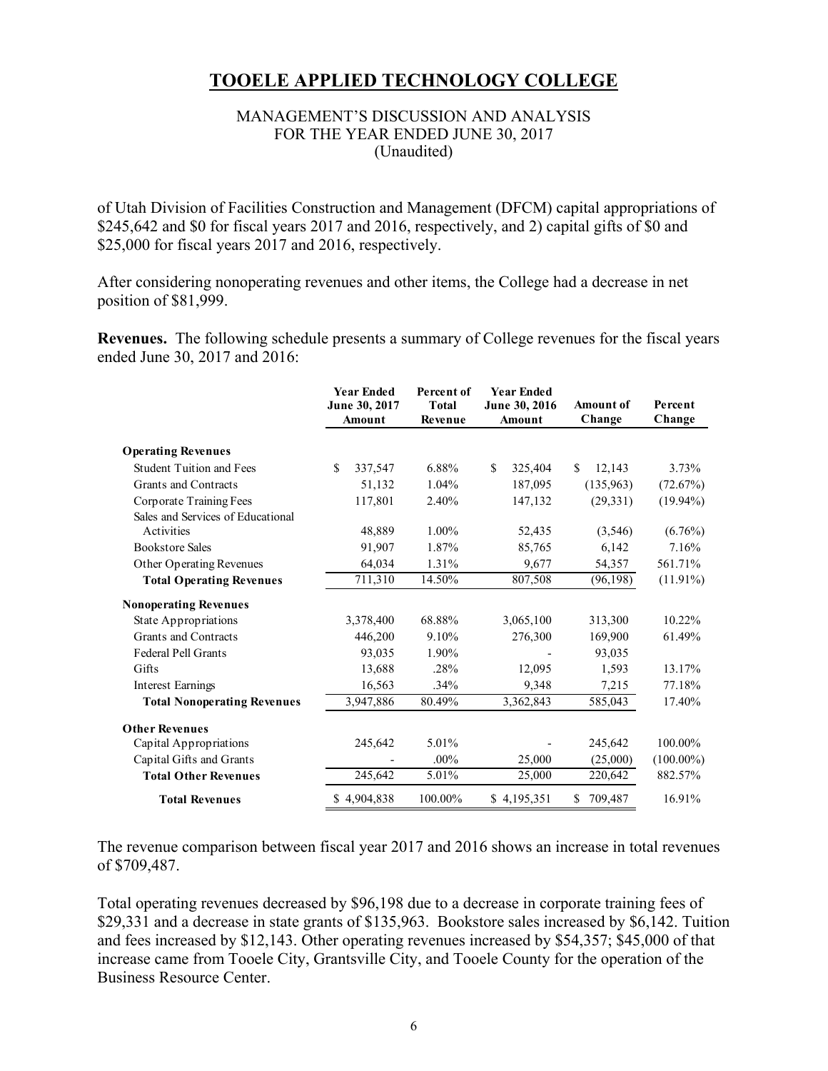of Utah Division of Facilities Construction and Management (DFCM) capital appropriations of $245,642 and $0 for fiscal years 2017 and 2016, respectively, and 2) capital gifts of $0 and $25,000 for fiscal years 2017 and 2016, respectively.

After considering nonoperating revenues and other items, the College had a decrease in net position of $81,999.

**Revenues.** The following schedule presents a summary of College revenues for the fiscal years ended June 30, 2017 and 2016:

| | Year Ended June 30, 2017 Amount | Percent of Total Revenue | Year Ended June 30, 2016 Amount | Amount of Change | Percent Change |
|---|---|---|---|---|---|
| **Operating Revenues** | | | | | |
| Student Tuition and Fees | $ 337,547 | 6.88% | $ 325,404 | $ 12,143 | 3.73% |
| Grants and Contracts | 51,132 | 1.04% | 187,095 | (135,963) | (72.67%) |
| Corporate Training Fees | 117,801 | 2.40% | 147,132 | (29,331) | (19.94%) |
| Sales and Services of Educational Activities | 48,889 | 1.00% | 52,435 | (3,546) | (6.76%) |
| Bookstore Sales | 91,907 | 1.87% | 85,765 | 6,142 | 7.16% |
| Other Operating Revenues | 64,034 | 1.31% | 9,677 | 54,357 | 561.71% |
| **Total Operating Revenues** | 711,310 | 14.50% | 807,508 | (96,198) | (11.91%) |
| **Nonoperating Revenues** | | | | | |
| State Appropriations | 3,378,400 | 68.88% | 3,065,100 | 313,300 | 10.22% |
| Grants and Contracts | 446,200 | 9.10% | 276,300 | 169,900 | 61.49% |
| Federal Pell Grants | 93,035 | 1.90% | - | 93,035 | |
| Gifts | 13,688 | .28% | 12,095 | 1,593 | 13.17% |
| Interest Earnings | 16,563 | .34% | 9,348 | 7,215 | 77.18% |
| **Total Nonoperating Revenues** | 3,947,886 | 80.49% | 3,362,843 | 585,043 | 17.40% |
| **Other Revenues** | | | | | |
| Capital Appropriations | 245,642 | 5.01% | - | 245,642 | 100.00% |
| Capital Gifts and Grants | - | .00% | 25,000 | (25,000) | (100.00%) |
| **Total Other Revenues** | 245,642 | 5.01% | 25,000 | 220,642 | 882.57% |
| **Total Revenues** | $ 4,904,838 | 100.00% | $ 4,195,351 | $ 709,487 | 16.91% |

The revenue comparison between fiscal year 2017 and 2016 shows an increase in total revenues of $709,487.

Total operating revenues decreased by $96,198 due to a decrease in corporate training fees of $29,331 and a decrease in state grants of $135,963. Bookstore sales increased by $6,142. Tuition and fees increased by $12,143. Other operating revenues increased by $54,357; $45,000 of that increase came from Tooele City, Grantsville City, and Tooele County for the operation of the Business Resource Center.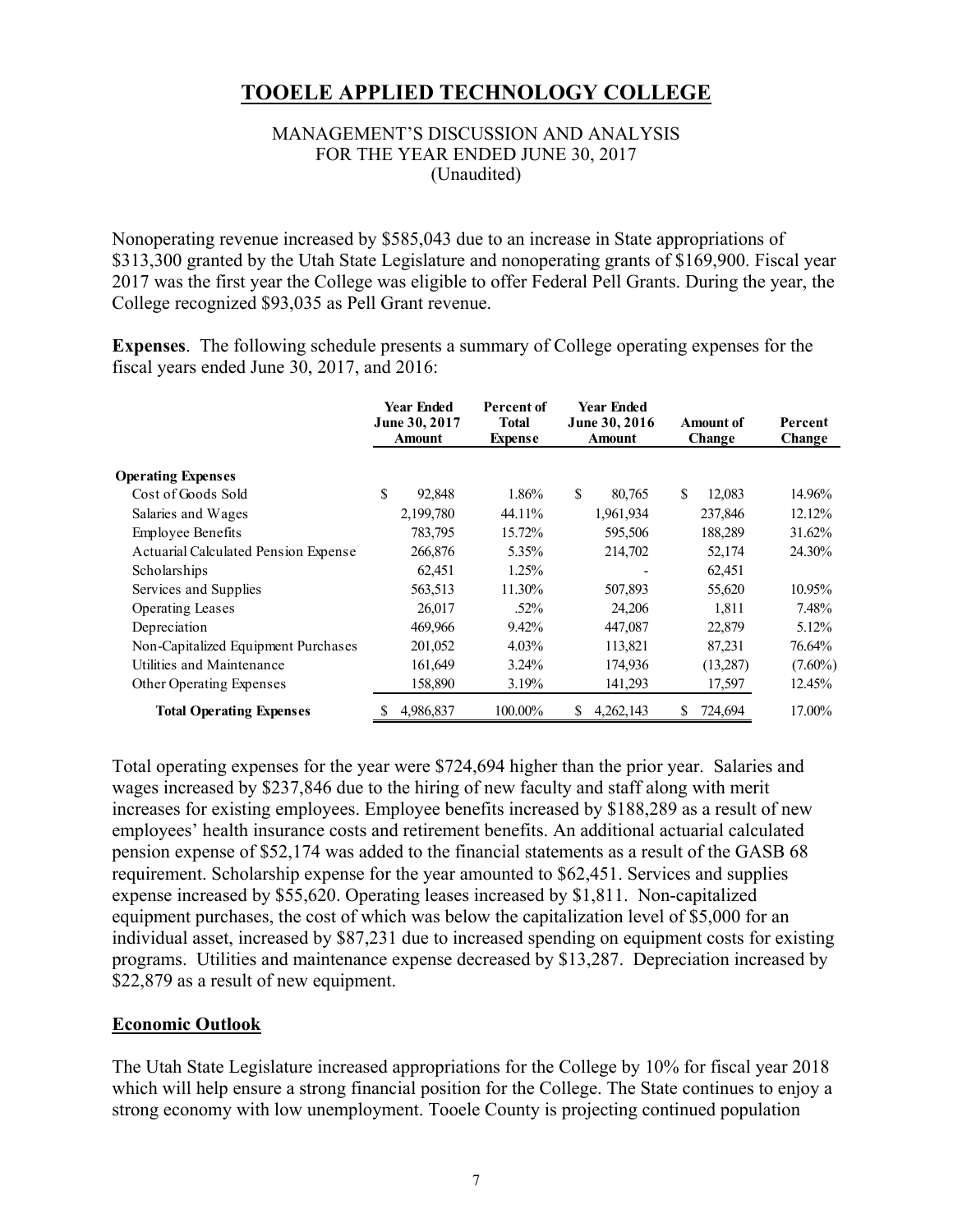# TOOELE APPLIED TECHNOLOGY COLLEGE

MANAGEMENT'S DISCUSSION AND ANALYSIS
FOR THE YEAR ENDED JUNE 30, 2017
(Unaudited)

Nonoperating revenue increased by $585,043 due to an increase in State appropriations of $313,300 granted by the Utah State Legislature and nonoperating grants of $169,900. Fiscal year 2017 was the first year the College was eligible to offer Federal Pell Grants. During the year, the College recognized $93,035 as Pell Grant revenue.

**Expenses**. The following schedule presents a summary of College operating expenses for the fiscal years ended June 30, 2017, and 2016:

| | Year Ended June 30, 2017 Amount | Percent of Total Expense | Year Ended June 30, 2016 Amount | Amount of Change | Percent Change |
|---|---|---|---|---|---|
| **Operating Expenses** | | | | | |
| Cost of Goods Sold | $ 92,848 | 1.86% | $ 80,765 | $ 12,083 | 14.96% |
| Salaries and Wages | 2,199,780 | 44.11% | 1,961,934 | 237,846 | 12.12% |
| Employee Benefits | 783,795 | 15.72% | 595,506 | 188,289 | 31.62% |
| Actuarial Calculated Pension Expense | 266,876 | 5.35% | 214,702 | 52,174 | 24.30% |
| Scholarships | 62,451 | 1.25% | - | 62,451 | |
| Services and Supplies | 563,513 | 11.30% | 507,893 | 55,620 | 10.95% |
| Operating Leases | 26,017 | .52% | 24,206 | 1,811 | 7.48% |
| Depreciation | 469,966 | 9.42% | 447,087 | 22,879 | 5.12% |
| Non-Capitalized Equipment Purchases | 201,052 | 4.03% | 113,821 | 87,231 | 76.64% |
| Utilities and Maintenance | 161,649 | 3.24% | 174,936 | (13,287) | (7.60%) |
| Other Operating Expenses | 158,890 | 3.19% | 141,293 | 17,597 | 12.45% |
| **Total Operating Expenses** | $ 4,986,837 | 100.00% | $ 4,262,143 | $ 724,694 | 17.00% |

Total operating expenses for the year were $724,694 higher than the prior year. Salaries and wages increased by $237,846 due to the hiring of new faculty and staff along with merit increases for existing employees. Employee benefits increased by $188,289 as a result of new employees' health insurance costs and retirement benefits. An additional actuarial calculated pension expense of $52,174 was added to the financial statements as a result of the GASB 68 requirement. Scholarship expense for the year amounted to $62,451. Services and supplies expense increased by $55,620. Operating leases increased by $1,811. Non-capitalized equipment purchases, the cost of which was below the capitalization level of $5,000 for an individual asset, increased by $87,231 due to increased spending on equipment costs for existing programs. Utilities and maintenance expense decreased by $13,287. Depreciation increased by $22,879 as a result of new equipment.

## Economic Outlook

The Utah State Legislature increased appropriations for the College by 10% for fiscal year 2018 which will help ensure a strong financial position for the College. The State continues to enjoy a strong economy with low unemployment. Tooele County is projecting continued population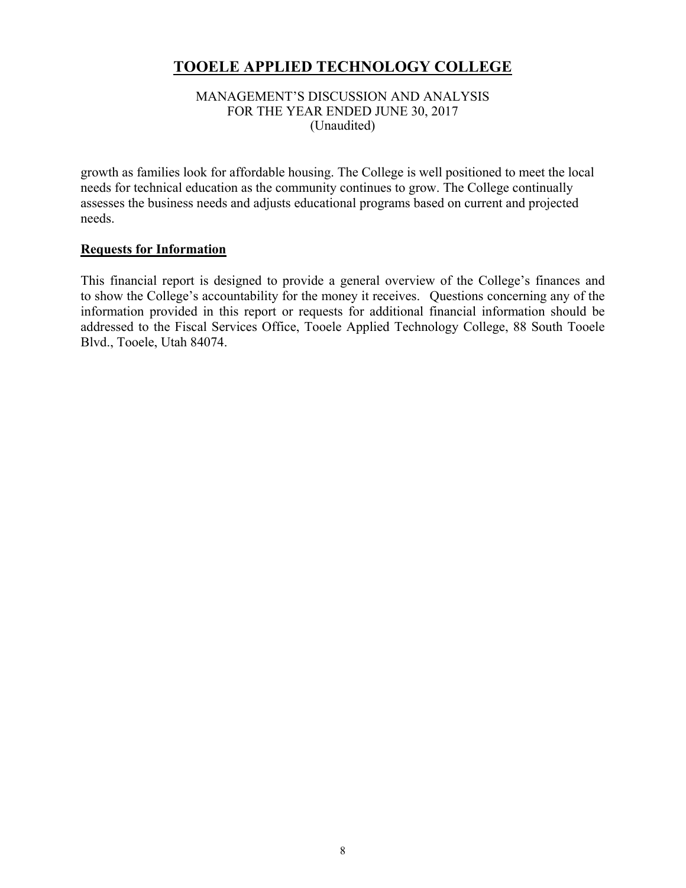growth as families look for affordable housing. The College is well positioned to meet the local needs for technical education as the community continues to grow. The College continually assesses the business needs and adjusts educational programs based on current and projected needs.

## Requests for Information

This financial report is designed to provide a general overview of the College's finances and to show the College's accountability for the money it receives. Questions concerning any of the information provided in this report or requests for additional financial information should be addressed to the Fiscal Services Office, Tooele Applied Technology College, 88 South Tooele Blvd., Tooele, Utah 84074.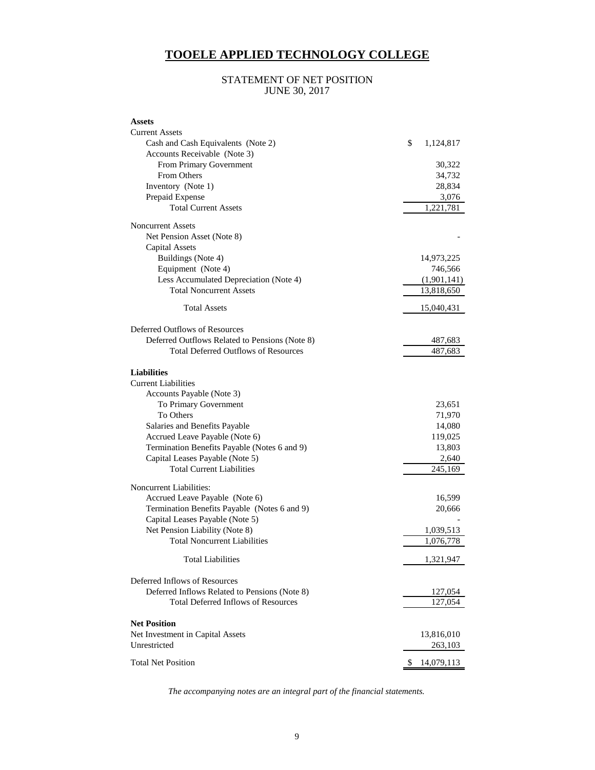# TOOELE APPLIED TECHNOLOGY COLLEGE

STATEMENT OF NET POSITION
JUNE 30, 2017

| | |
|---|---|
| **Assets** | |
| Current Assets | |
| Cash and Cash Equivalents (Note 2) | $ 1,124,817 |
| Accounts Receivable (Note 3) | |
| From Primary Government | 30,322 |
| From Others | 34,732 |
| Inventory (Note 1) | 28,834 |
| Prepaid Expense | 3,076 |
| Total Current Assets | 1,221,781 |
| Noncurrent Assets | |
| Net Pension Asset (Note 8) | - |
| Capital Assets | |
| Buildings (Note 4) | 14,973,225 |
| Equipment (Note 4) | 746,566 |
| Less Accumulated Depreciation (Note 4) | (1,901,141) |
| Total Noncurrent Assets | 13,818,650 |
| Total Assets | 15,040,431 |
| Deferred Outflows of Resources | |
| Deferred Outflows Related to Pensions (Note 8) | 487,683 |
| Total Deferred Outflows of Resources | 487,683 |
| **Liabilities** | |
| Current Liabilities | |
| Accounts Payable (Note 3) | |
| To Primary Government | 23,651 |
| To Others | 71,970 |
| Salaries and Benefits Payable | 14,080 |
| Accrued Leave Payable (Note 6) | 119,025 |
| Termination Benefits Payable (Notes 6 and 9) | 13,803 |
| Capital Leases Payable (Note 5) | 2,640 |
| Total Current Liabilities | 245,169 |
| Noncurrent Liabilities: | |
| Accrued Leave Payable (Note 6) | 16,599 |
| Termination Benefits Payable (Notes 6 and 9) | 20,666 |
| Capital Leases Payable (Note 5) | - |
| Net Pension Liability (Note 8) | 1,039,513 |
| Total Noncurrent Liabilities | 1,076,778 |
| Total Liabilities | 1,321,947 |
| Deferred Inflows of Resources | |
| Deferred Inflows Related to Pensions (Note 8) | 127,054 |
| Total Deferred Inflows of Resources | 127,054 |
| **Net Position** | |
| Net Investment in Capital Assets | 13,816,010 |
| Unrestricted | 263,103 |
| Total Net Position | $ 14,079,113 |

*The accompanying notes are an integral part of the financial statements.*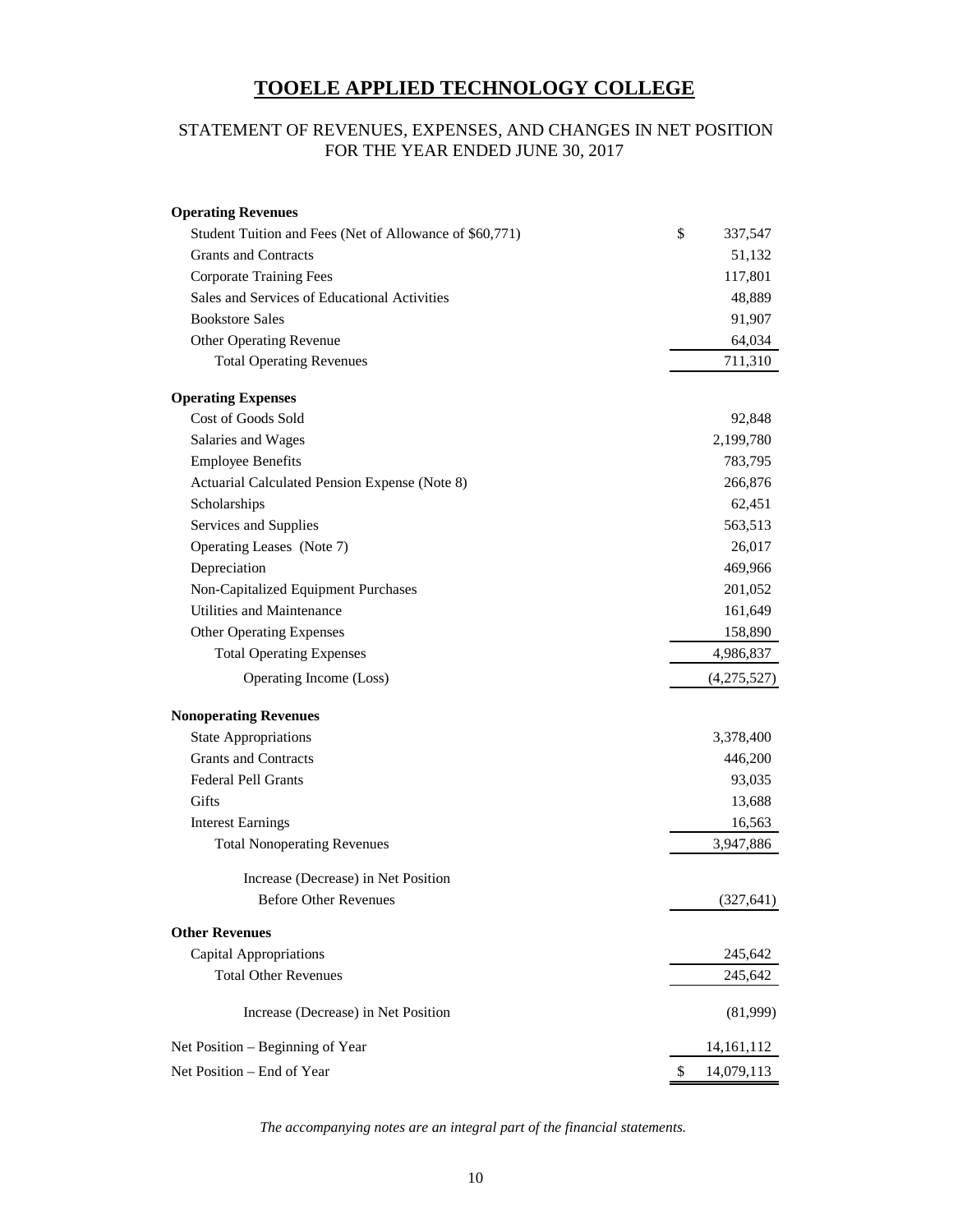# TOOELE APPLIED TECHNOLOGY COLLEGE

## STATEMENT OF REVENUES, EXPENSES, AND CHANGES IN NET POSITION
## FOR THE YEAR ENDED JUNE 30, 2017

| | |
|---|---:|
| **Operating Revenues** | |
| Student Tuition and Fees (Net of Allowance of $60,771) | $ 337,547 |
| Grants and Contracts | 51,132 |
| Corporate Training Fees | 117,801 |
| Sales and Services of Educational Activities | 48,889 |
| Bookstore Sales | 91,907 |
| Other Operating Revenue | 64,034 |
| Total Operating Revenues | 711,310 |
| **Operating Expenses** | |
| Cost of Goods Sold | 92,848 |
| Salaries and Wages | 2,199,780 |
| Employee Benefits | 783,795 |
| Actuarial Calculated Pension Expense (Note 8) | 266,876 |
| Scholarships | 62,451 |
| Services and Supplies | 563,513 |
| Operating Leases (Note 7) | 26,017 |
| Depreciation | 469,966 |
| Non-Capitalized Equipment Purchases | 201,052 |
| Utilities and Maintenance | 161,649 |
| Other Operating Expenses | 158,890 |
| Total Operating Expenses | 4,986,837 |
| Operating Income (Loss) | (4,275,527) |
| **Nonoperating Revenues** | |
| State Appropriations | 3,378,400 |
| Grants and Contracts | 446,200 |
| Federal Pell Grants | 93,035 |
| Gifts | 13,688 |
| Interest Earnings | 16,563 |
| Total Nonoperating Revenues | 3,947,886 |
| Increase (Decrease) in Net Position Before Other Revenues | (327,641) |
| **Other Revenues** | |
| Capital Appropriations | 245,642 |
| Total Other Revenues | 245,642 |
| Increase (Decrease) in Net Position | (81,999) |
| Net Position – Beginning of Year | 14,161,112 |
| Net Position – End of Year | $ 14,079,113 |

*The accompanying notes are an integral part of the financial statements.*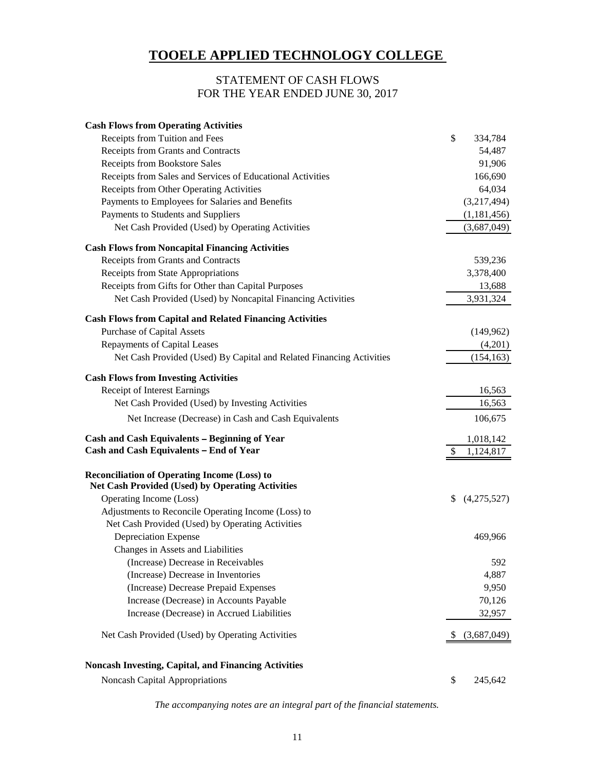# TOOELE APPLIED TECHNOLOGY COLLEGE

## STATEMENT OF CASH FLOWS
## FOR THE YEAR ENDED JUNE 30, 2017

| | |
|---|---|
| **Cash Flows from Operating Activities** | |
| Receipts from Tuition and Fees | $ 334,784 |
| Receipts from Grants and Contracts | 54,487 |
| Receipts from Bookstore Sales | 91,906 |
| Receipts from Sales and Services of Educational Activities | 166,690 |
| Receipts from Other Operating Activities | 64,034 |
| Payments to Employees for Salaries and Benefits | (3,217,494) |
| Payments to Students and Suppliers | (1,181,456) |
| Net Cash Provided (Used) by Operating Activities | (3,687,049) |
| **Cash Flows from Noncapital Financing Activities** | |
| Receipts from Grants and Contracts | 539,236 |
| Receipts from State Appropriations | 3,378,400 |
| Receipts from Gifts for Other than Capital Purposes | 13,688 |
| Net Cash Provided (Used) by Noncapital Financing Activities | 3,931,324 |
| **Cash Flows from Capital and Related Financing Activities** | |
| Purchase of Capital Assets | (149,962) |
| Repayments of Capital Leases | (4,201) |
| Net Cash Provided (Used) By Capital and Related Financing Activities | (154,163) |
| **Cash Flows from Investing Activities** | |
| Receipt of Interest Earnings | 16,563 |
| Net Cash Provided (Used) by Investing Activities | 16,563 |
| Net Increase (Decrease) in Cash and Cash Equivalents | 106,675 |
| **Cash and Cash Equivalents – Beginning of Year** | 1,018,142 |
| **Cash and Cash Equivalents – End of Year** | $ 1,124,817 |
| **Reconciliation of Operating Income (Loss) to Net Cash Provided (Used) by Operating Activities** | |
| Operating Income (Loss) | $ (4,275,527) |
| Adjustments to Reconcile Operating Income (Loss) to Net Cash Provided (Used) by Operating Activities | |
| Depreciation Expense | 469,966 |
| Changes in Assets and Liabilities | |
| (Increase) Decrease in Receivables | 592 |
| (Increase) Decrease in Inventories | 4,887 |
| (Increase) Decrease Prepaid Expenses | 9,950 |
| Increase (Decrease) in Accounts Payable | 70,126 |
| Increase (Decrease) in Accrued Liabilities | 32,957 |
| Net Cash Provided (Used) by Operating Activities | $ (3,687,049) |
| **Noncash Investing, Capital, and Financing Activities** | |
| Noncash Capital Appropriations | $ 245,642 |

*The accompanying notes are an integral part of the financial statements.*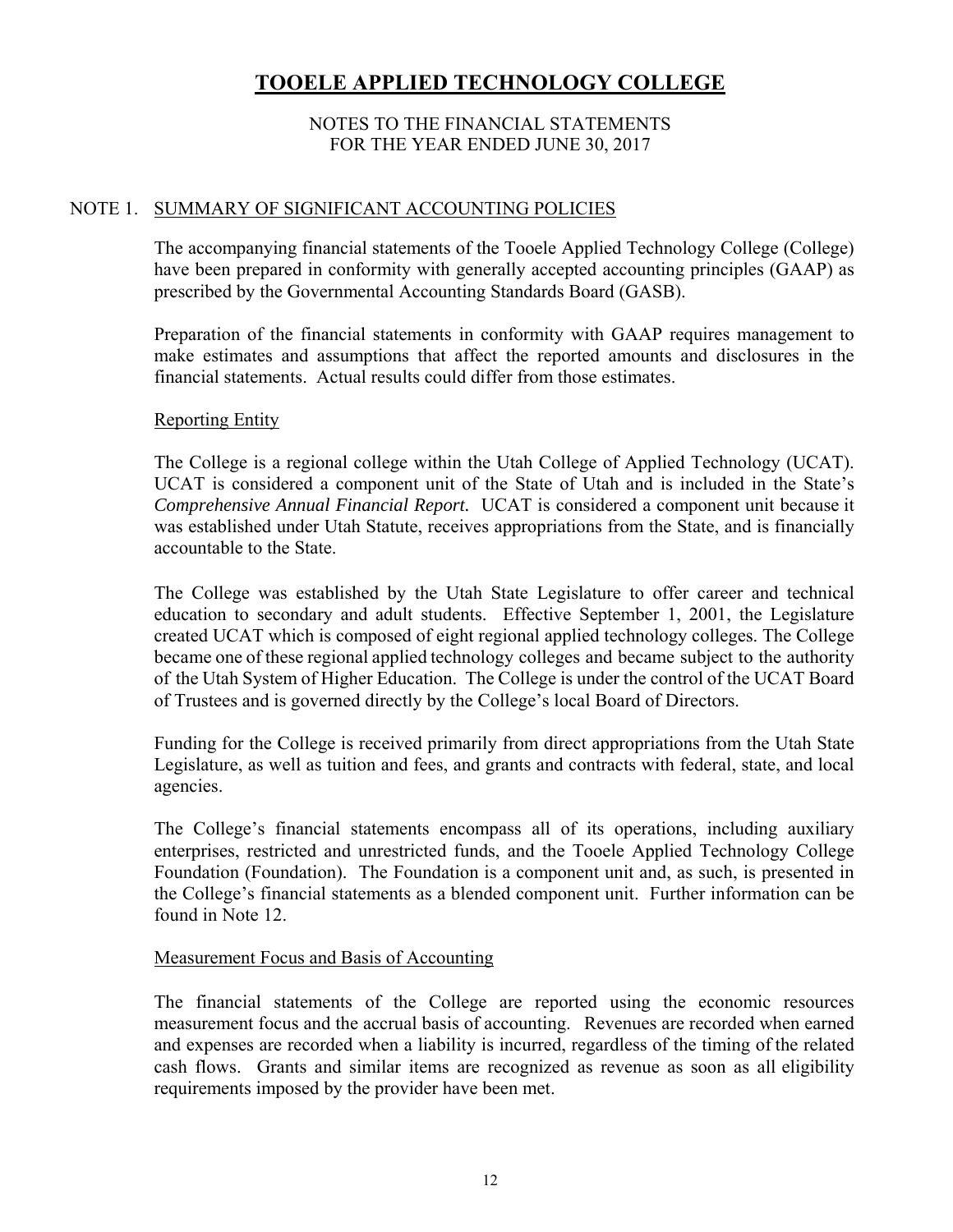# TOOELE APPLIED TECHNOLOGY COLLEGE

NOTES TO THE FINANCIAL STATEMENTS
FOR THE YEAR ENDED JUNE 30, 2017

## NOTE 1. SUMMARY OF SIGNIFICANT ACCOUNTING POLICIES

The accompanying financial statements of the Tooele Applied Technology College (College) have been prepared in conformity with generally accepted accounting principles (GAAP) as prescribed by the Governmental Accounting Standards Board (GASB).

Preparation of the financial statements in conformity with GAAP requires management to make estimates and assumptions that affect the reported amounts and disclosures in the financial statements. Actual results could differ from those estimates.

### Reporting Entity

The College is a regional college within the Utah College of Applied Technology (UCAT). UCAT is considered a component unit of the State of Utah and is included in the State's *Comprehensive Annual Financial Report.* UCAT is considered a component unit because it was established under Utah Statute, receives appropriations from the State, and is financially accountable to the State.

The College was established by the Utah State Legislature to offer career and technical education to secondary and adult students. Effective September 1, 2001, the Legislature created UCAT which is composed of eight regional applied technology colleges. The College became one of these regional applied technology colleges and became subject to the authority of the Utah System of Higher Education. The College is under the control of the UCAT Board of Trustees and is governed directly by the College's local Board of Directors.

Funding for the College is received primarily from direct appropriations from the Utah State Legislature, as well as tuition and fees, and grants and contracts with federal, state, and local agencies.

The College's financial statements encompass all of its operations, including auxiliary enterprises, restricted and unrestricted funds, and the Tooele Applied Technology College Foundation (Foundation). The Foundation is a component unit and, as such, is presented in the College's financial statements as a blended component unit. Further information can be found in Note 12.

### Measurement Focus and Basis of Accounting

The financial statements of the College are reported using the economic resources measurement focus and the accrual basis of accounting. Revenues are recorded when earned and expenses are recorded when a liability is incurred, regardless of the timing of the related cash flows. Grants and similar items are recognized as revenue as soon as all eligibility requirements imposed by the provider have been met.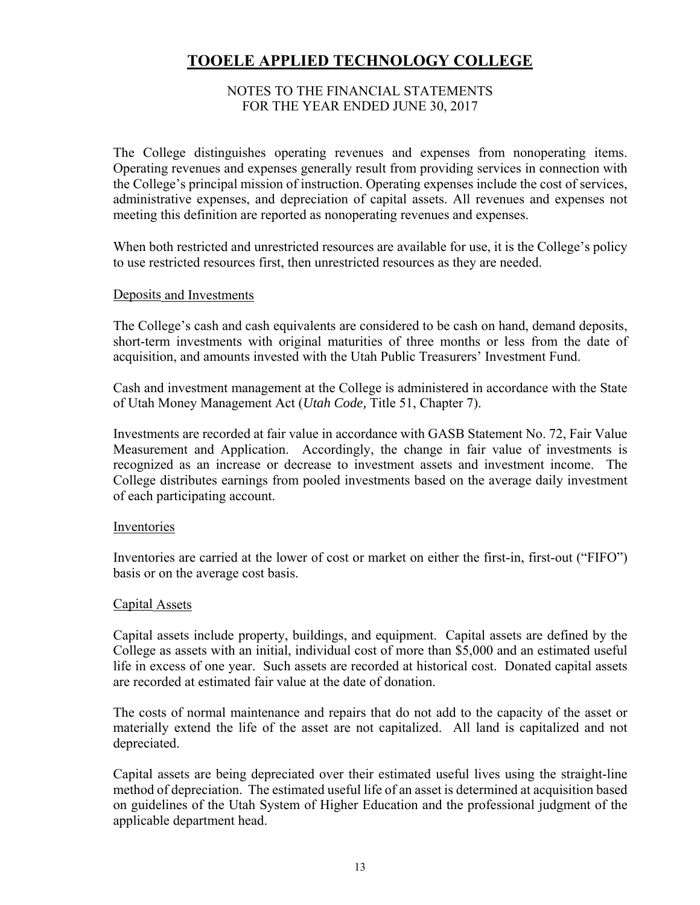# TOOELE APPLIED TECHNOLOGY COLLEGE

NOTES TO THE FINANCIAL STATEMENTS
FOR THE YEAR ENDED JUNE 30, 2017

The College distinguishes operating revenues and expenses from nonoperating items. Operating revenues and expenses generally result from providing services in connection with the College's principal mission of instruction. Operating expenses include the cost of services, administrative expenses, and depreciation of capital assets. All revenues and expenses not meeting this definition are reported as nonoperating revenues and expenses.

When both restricted and unrestricted resources are available for use, it is the College's policy to use restricted resources first, then unrestricted resources as they are needed.

## Deposits and Investments

The College's cash and cash equivalents are considered to be cash on hand, demand deposits, short-term investments with original maturities of three months or less from the date of acquisition, and amounts invested with the Utah Public Treasurers' Investment Fund.

Cash and investment management at the College is administered in accordance with the State of Utah Money Management Act (*Utah Code,* Title 51, Chapter 7).

Investments are recorded at fair value in accordance with GASB Statement No. 72, Fair Value Measurement and Application. Accordingly, the change in fair value of investments is recognized as an increase or decrease to investment assets and investment income. The College distributes earnings from pooled investments based on the average daily investment of each participating account.

## Inventories

Inventories are carried at the lower of cost or market on either the first-in, first-out ("FIFO") basis or on the average cost basis.

## Capital Assets

Capital assets include property, buildings, and equipment. Capital assets are defined by the College as assets with an initial, individual cost of more than $5,000 and an estimated useful life in excess of one year. Such assets are recorded at historical cost. Donated capital assets are recorded at estimated fair value at the date of donation.

The costs of normal maintenance and repairs that do not add to the capacity of the asset or materially extend the life of the asset are not capitalized. All land is capitalized and not depreciated.

Capital assets are being depreciated over their estimated useful lives using the straight-line method of depreciation. The estimated useful life of an asset is determined at acquisition based on guidelines of the Utah System of Higher Education and the professional judgment of the applicable department head.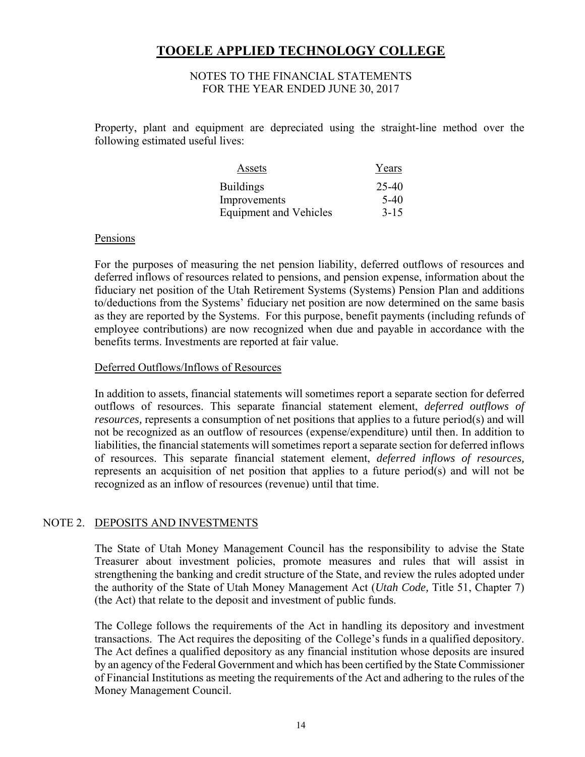# TOOELE APPLIED TECHNOLOGY COLLEGE

NOTES TO THE FINANCIAL STATEMENTS
FOR THE YEAR ENDED JUNE 30, 2017

Property, plant and equipment are depreciated using the straight-line method over the following estimated useful lives:

| Assets | Years |
|---|---|
| Buildings | 25-40 |
| Improvements | 5-40 |
| Equipment and Vehicles | 3-15 |

### Pensions

For the purposes of measuring the net pension liability, deferred outflows of resources and deferred inflows of resources related to pensions, and pension expense, information about the fiduciary net position of the Utah Retirement Systems (Systems) Pension Plan and additions to/deductions from the Systems' fiduciary net position are now determined on the same basis as they are reported by the Systems. For this purpose, benefit payments (including refunds of employee contributions) are now recognized when due and payable in accordance with the benefits terms. Investments are reported at fair value.

### Deferred Outflows/Inflows of Resources

In addition to assets, financial statements will sometimes report a separate section for deferred outflows of resources. This separate financial statement element, *deferred outflows of resources,* represents a consumption of net positions that applies to a future period(s) and will not be recognized as an outflow of resources (expense/expenditure) until then. In addition to liabilities, the financial statements will sometimes report a separate section for deferred inflows of resources. This separate financial statement element, *deferred inflows of resources,* represents an acquisition of net position that applies to a future period(s) and will not be recognized as an inflow of resources (revenue) until that time.

## NOTE 2. DEPOSITS AND INVESTMENTS

The State of Utah Money Management Council has the responsibility to advise the State Treasurer about investment policies, promote measures and rules that will assist in strengthening the banking and credit structure of the State, and review the rules adopted under the authority of the State of Utah Money Management Act (*Utah Code,* Title 51, Chapter 7) (the Act) that relate to the deposit and investment of public funds.

The College follows the requirements of the Act in handling its depository and investment transactions. The Act requires the depositing of the College's funds in a qualified depository. The Act defines a qualified depository as any financial institution whose deposits are insured by an agency of the Federal Government and which has been certified by the State Commissioner of Financial Institutions as meeting the requirements of the Act and adhering to the rules of the Money Management Council.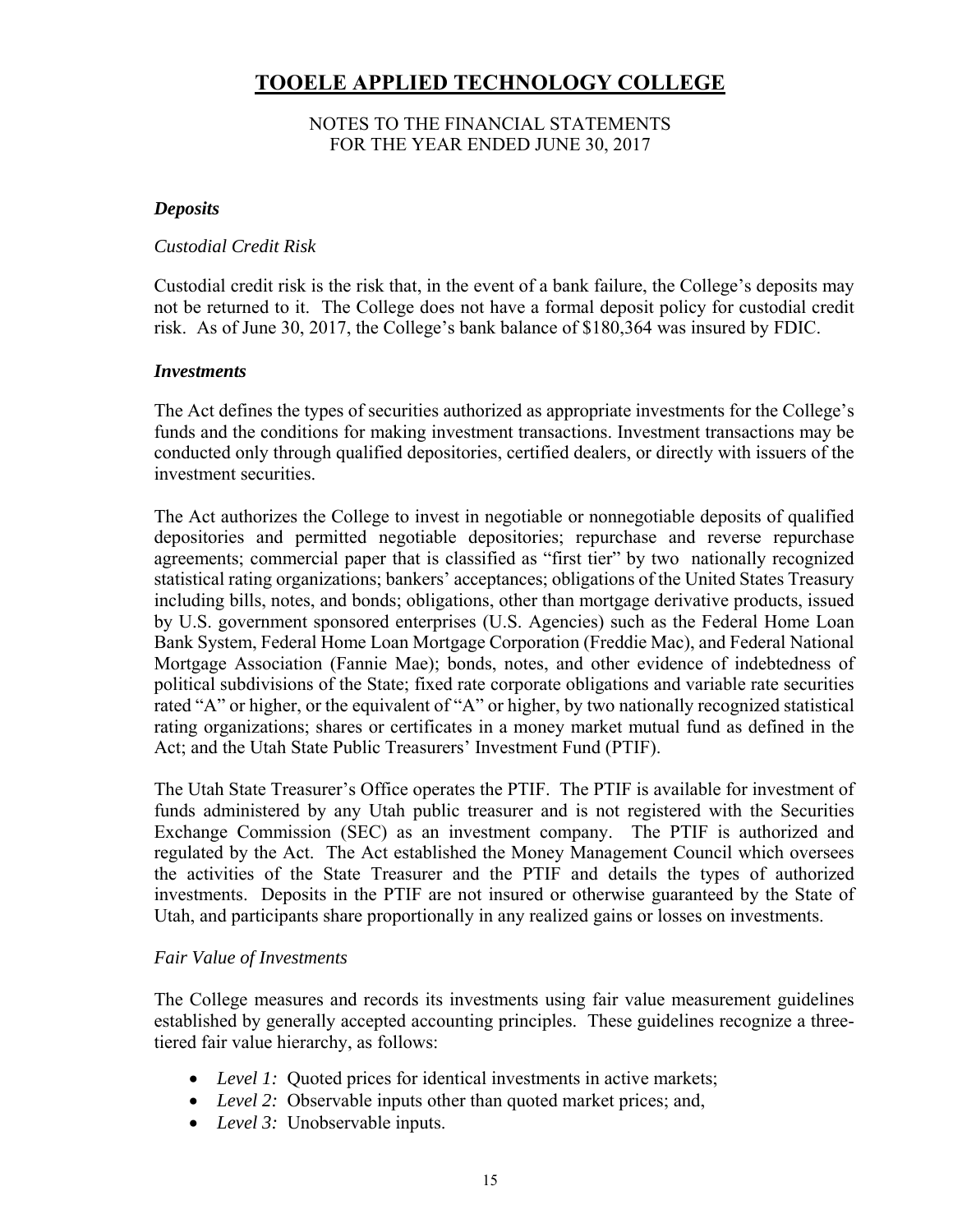# TOOELE APPLIED TECHNOLOGY COLLEGE

NOTES TO THE FINANCIAL STATEMENTS
FOR THE YEAR ENDED JUNE 30, 2017

### *Deposits*

*Custodial Credit Risk*

Custodial credit risk is the risk that, in the event of a bank failure, the College's deposits may not be returned to it. The College does not have a formal deposit policy for custodial credit risk. As of June 30, 2017, the College's bank balance of $180,364 was insured by FDIC.

### *Investments*

The Act defines the types of securities authorized as appropriate investments for the College's funds and the conditions for making investment transactions. Investment transactions may be conducted only through qualified depositories, certified dealers, or directly with issuers of the investment securities.

The Act authorizes the College to invest in negotiable or nonnegotiable deposits of qualified depositories and permitted negotiable depositories; repurchase and reverse repurchase agreements; commercial paper that is classified as "first tier" by two nationally recognized statistical rating organizations; bankers' acceptances; obligations of the United States Treasury including bills, notes, and bonds; obligations, other than mortgage derivative products, issued by U.S. government sponsored enterprises (U.S. Agencies) such as the Federal Home Loan Bank System, Federal Home Loan Mortgage Corporation (Freddie Mac), and Federal National Mortgage Association (Fannie Mae); bonds, notes, and other evidence of indebtedness of political subdivisions of the State; fixed rate corporate obligations and variable rate securities rated "A" or higher, or the equivalent of "A" or higher, by two nationally recognized statistical rating organizations; shares or certificates in a money market mutual fund as defined in the Act; and the Utah State Public Treasurers' Investment Fund (PTIF).

The Utah State Treasurer's Office operates the PTIF. The PTIF is available for investment of funds administered by any Utah public treasurer and is not registered with the Securities Exchange Commission (SEC) as an investment company. The PTIF is authorized and regulated by the Act. The Act established the Money Management Council which oversees the activities of the State Treasurer and the PTIF and details the types of authorized investments. Deposits in the PTIF are not insured or otherwise guaranteed by the State of Utah, and participants share proportionally in any realized gains or losses on investments.

*Fair Value of Investments*

The College measures and records its investments using fair value measurement guidelines established by generally accepted accounting principles. These guidelines recognize a three-tiered fair value hierarchy, as follows:

- *Level 1:* Quoted prices for identical investments in active markets;
- *Level 2:* Observable inputs other than quoted market prices; and,
- *Level 3:* Unobservable inputs.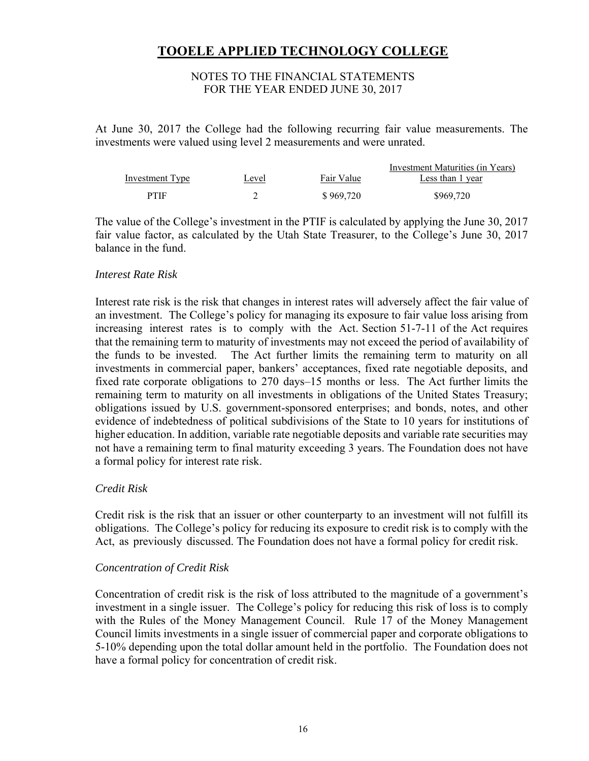At June 30, 2017 the College had the following recurring fair value measurements. The investments were valued using level 2 measurements and were unrated.

| Investment Type | Level | Fair Value | Investment Maturities (in Years) Less than 1 year |
|---|---|---|---|
| PTIF | 2 | \$ 969,720 | \$969,720 |

The value of the College's investment in the PTIF is calculated by applying the June 30, 2017 fair value factor, as calculated by the Utah State Treasurer, to the College's June 30, 2017 balance in the fund.

*Interest Rate Risk*

Interest rate risk is the risk that changes in interest rates will adversely affect the fair value of an investment. The College's policy for managing its exposure to fair value loss arising from increasing interest rates is to comply with the Act. Section 51-7-11 of the Act requires that the remaining term to maturity of investments may not exceed the period of availability of the funds to be invested. The Act further limits the remaining term to maturity on all investments in commercial paper, bankers' acceptances, fixed rate negotiable deposits, and fixed rate corporate obligations to 270 days–15 months or less. The Act further limits the remaining term to maturity on all investments in obligations of the United States Treasury; obligations issued by U.S. government-sponsored enterprises; and bonds, notes, and other evidence of indebtedness of political subdivisions of the State to 10 years for institutions of higher education. In addition, variable rate negotiable deposits and variable rate securities may not have a remaining term to final maturity exceeding 3 years. The Foundation does not have a formal policy for interest rate risk.

*Credit Risk*

Credit risk is the risk that an issuer or other counterparty to an investment will not fulfill its obligations. The College's policy for reducing its exposure to credit risk is to comply with the Act, as previously discussed. The Foundation does not have a formal policy for credit risk.

*Concentration of Credit Risk*

Concentration of credit risk is the risk of loss attributed to the magnitude of a government's investment in a single issuer. The College's policy for reducing this risk of loss is to comply with the Rules of the Money Management Council. Rule 17 of the Money Management Council limits investments in a single issuer of commercial paper and corporate obligations to 5-10% depending upon the total dollar amount held in the portfolio. The Foundation does not have a formal policy for concentration of credit risk.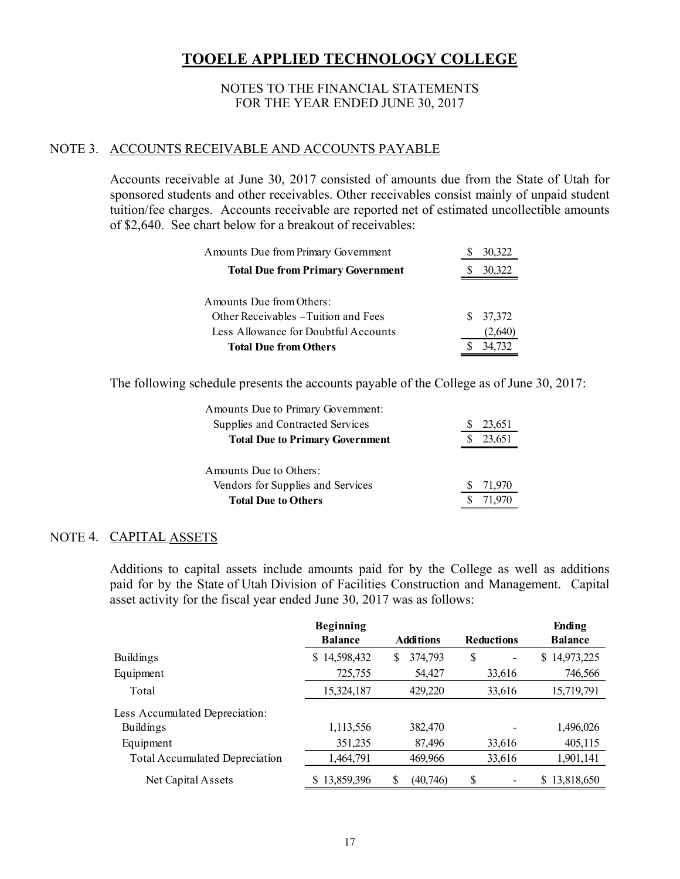# TOOELE APPLIED TECHNOLOGY COLLEGE

NOTES TO THE FINANCIAL STATEMENTS
FOR THE YEAR ENDED JUNE 30, 2017

## NOTE 3. ACCOUNTS RECEIVABLE AND ACCOUNTS PAYABLE

Accounts receivable at June 30, 2017 consisted of amounts due from the State of Utah for sponsored students and other receivables. Other receivables consist mainly of unpaid student tuition/fee charges. Accounts receivable are reported net of estimated uncollectible amounts of $2,640. See chart below for a breakout of receivables:

| | |
|---|---|
| Amounts Due from Primary Government | $ 30,322 |
| **Total Due from Primary Government** | **$ 30,322** |
| Amounts Due from Others: | |
| Other Receivables – Tuition and Fees | $ 37,372 |
| Less Allowance for Doubtful Accounts | (2,640) |
| **Total Due from Others** | **$ 34,732** |

The following schedule presents the accounts payable of the College as of June 30, 2017:

| | |
|---|---|
| Amounts Due to Primary Government: | |
| Supplies and Contracted Services | $ 23,651 |
| **Total Due to Primary Government** | **$ 23,651** |
| Amounts Due to Others: | |
| Vendors for Supplies and Services | $ 71,970 |
| **Total Due to Others** | **$ 71,970** |

## NOTE 4. CAPITAL ASSETS

Additions to capital assets include amounts paid for by the College as well as additions paid for by the State of Utah Division of Facilities Construction and Management. Capital asset activity for the fiscal year ended June 30, 2017 was as follows:

| | Beginning Balance | Additions | Reductions | Ending Balance |
|---|---|---|---|---|
| Buildings | $ 14,598,432 | $ 374,793 | $ - | $ 14,973,225 |
| Equipment | 725,755 | 54,427 | 33,616 | 746,566 |
| Total | 15,324,187 | 429,220 | 33,616 | 15,719,791 |
| Less Accumulated Depreciation: | | | | |
| Buildings | 1,113,556 | 382,470 | - | 1,496,026 |
| Equipment | 351,235 | 87,496 | 33,616 | 405,115 |
| Total Accumulated Depreciation | 1,464,791 | 469,966 | 33,616 | 1,901,141 |
| Net Capital Assets | $ 13,859,396 | $ (40,746) | $ - | $ 13,818,650 |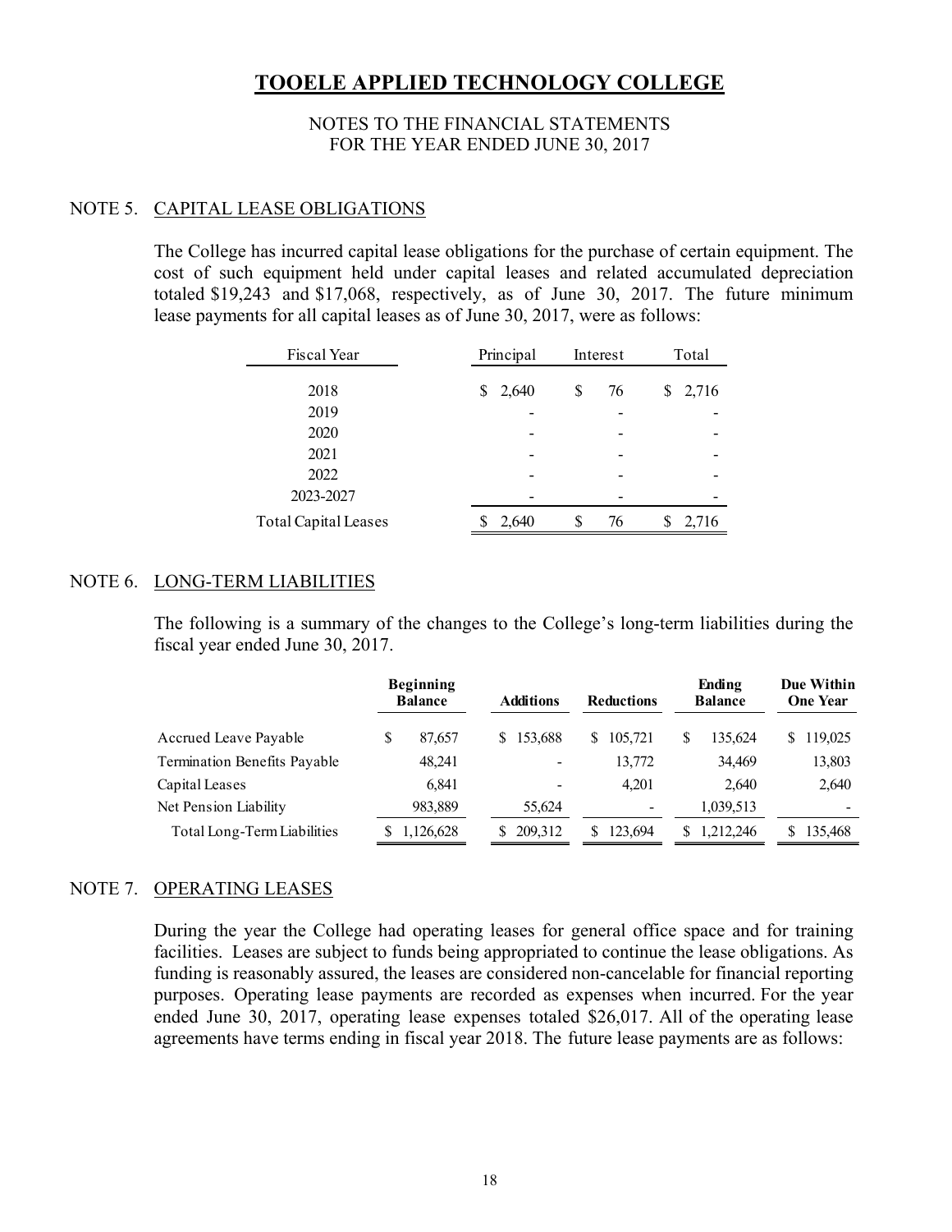# TOOELE APPLIED TECHNOLOGY COLLEGE

NOTES TO THE FINANCIAL STATEMENTS
FOR THE YEAR ENDED JUNE 30, 2017

## NOTE 5. CAPITAL LEASE OBLIGATIONS

The College has incurred capital lease obligations for the purchase of certain equipment. The cost of such equipment held under capital leases and related accumulated depreciation totaled $19,243 and $17,068, respectively, as of June 30, 2017. The future minimum lease payments for all capital leases as of June 30, 2017, were as follows:

| Fiscal Year | Principal | Interest | Total |
|---|---|---|---|
| 2018 | $ 2,640 | $ 76 | $ 2,716 |
| 2019 | - | - | - |
| 2020 | - | - | - |
| 2021 | - | - | - |
| 2022 | - | - | - |
| 2023-2027 | - | - | - |
| Total Capital Leases | $ 2,640 | $ 76 | $ 2,716 |

## NOTE 6. LONG-TERM LIABILITIES

The following is a summary of the changes to the College's long-term liabilities during the fiscal year ended June 30, 2017.

| | Beginning Balance | Additions | Reductions | Ending Balance | Due Within One Year |
|---|---|---|---|---|---|
| Accrued Leave Payable | $ 87,657 | $ 153,688 | $ 105,721 | $ 135,624 | $ 119,025 |
| Termination Benefits Payable | 48,241 | - | 13,772 | 34,469 | 13,803 |
| Capital Leases | 6,841 | - | 4,201 | 2,640 | 2,640 |
| Net Pension Liability | 983,889 | 55,624 | - | 1,039,513 | - |
| Total Long-Term Liabilities | $ 1,126,628 | $ 209,312 | $ 123,694 | $ 1,212,246 | $ 135,468 |

## NOTE 7. OPERATING LEASES

During the year the College had operating leases for general office space and for training facilities. Leases are subject to funds being appropriated to continue the lease obligations. As funding is reasonably assured, the leases are considered non-cancelable for financial reporting purposes. Operating lease payments are recorded as expenses when incurred. For the year ended June 30, 2017, operating lease expenses totaled $26,017. All of the operating lease agreements have terms ending in fiscal year 2018. The future lease payments are as follows: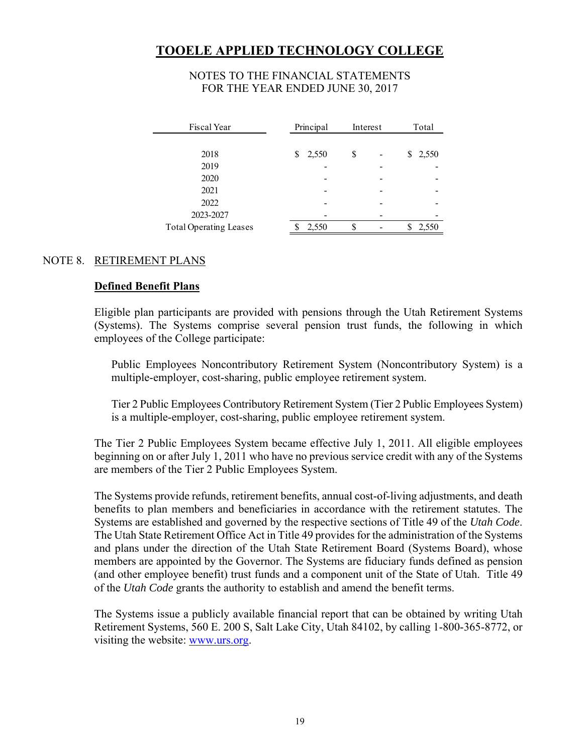| Fiscal Year | Principal | Interest | Total |
|---|---|---|---|
| 2018 | $ 2,550 | $ - | $ 2,550 |
| 2019 | - | - | - |
| 2020 | - | - | - |
| 2021 | - | - | - |
| 2022 | - | - | - |
| 2023-2027 | - | - | - |
| Total Operating Leases | $ 2,550 | $ - | $ 2,550 |

NOTE 8. RETIREMENT PLANS

**Defined Benefit Plans**

Eligible plan participants are provided with pensions through the Utah Retirement Systems (Systems). The Systems comprise several pension trust funds, the following in which employees of the College participate:

Public Employees Noncontributory Retirement System (Noncontributory System) is a multiple-employer, cost-sharing, public employee retirement system.

Tier 2 Public Employees Contributory Retirement System (Tier 2 Public Employees System) is a multiple-employer, cost-sharing, public employee retirement system.

The Tier 2 Public Employees System became effective July 1, 2011. All eligible employees beginning on or after July 1, 2011 who have no previous service credit with any of the Systems are members of the Tier 2 Public Employees System.

The Systems provide refunds, retirement benefits, annual cost-of-living adjustments, and death benefits to plan members and beneficiaries in accordance with the retirement statutes. The Systems are established and governed by the respective sections of Title 49 of the *Utah Code*. The Utah State Retirement Office Act in Title 49 provides for the administration of the Systems and plans under the direction of the Utah State Retirement Board (Systems Board), whose members are appointed by the Governor. The Systems are fiduciary funds defined as pension (and other employee benefit) trust funds and a component unit of the State of Utah. Title 49 of the *Utah Code* grants the authority to establish and amend the benefit terms.

The Systems issue a publicly available financial report that can be obtained by writing Utah Retirement Systems, 560 E. 200 S, Salt Lake City, Utah 84102, by calling 1-800-365-8772, or visiting the website: www.urs.org.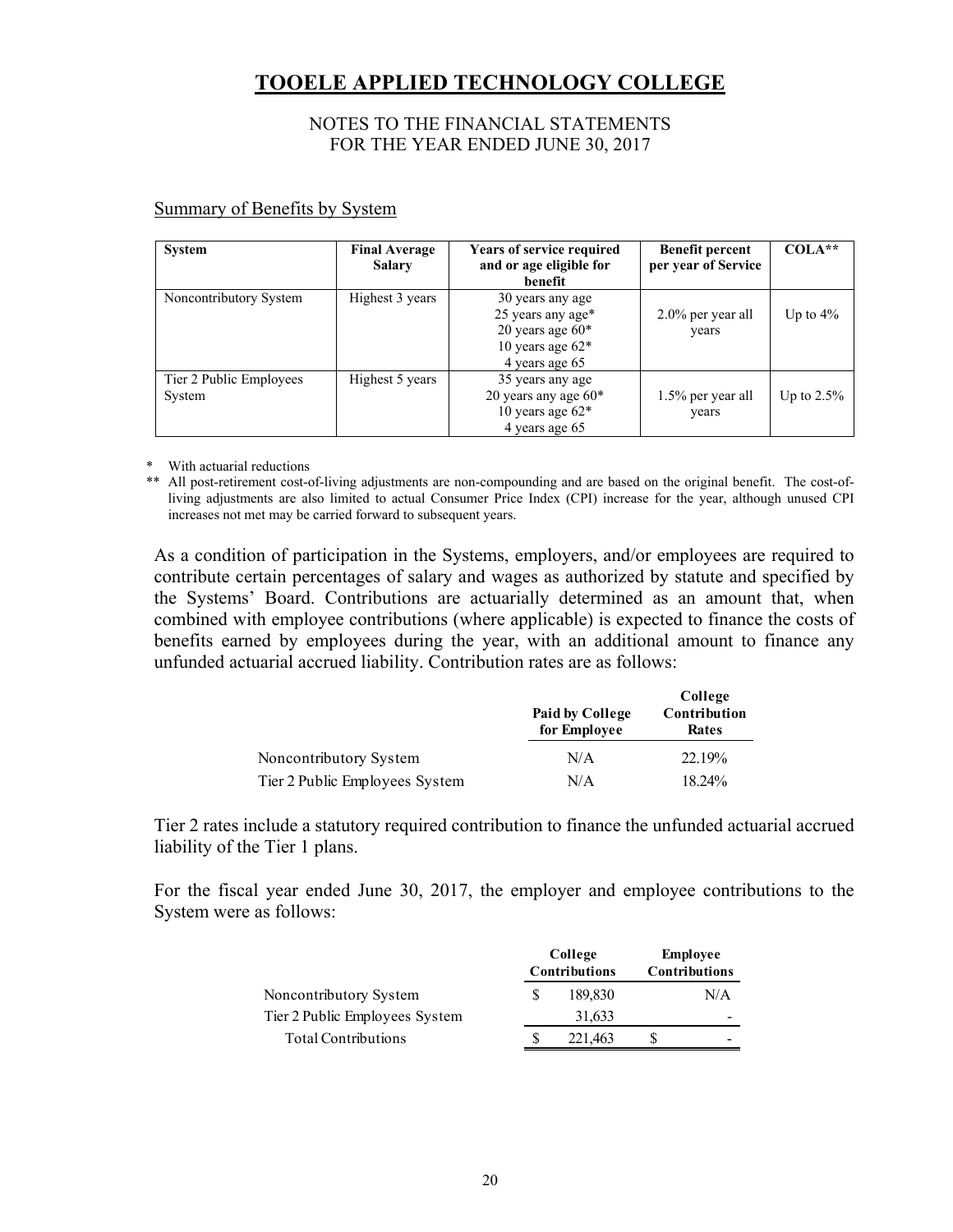# TOOELE APPLIED TECHNOLOGY COLLEGE

NOTES TO THE FINANCIAL STATEMENTS
FOR THE YEAR ENDED JUNE 30, 2017

Summary of Benefits by System

| System | Final Average Salary | Years of service required and or age eligible for benefit | Benefit percent per year of Service | COLA** |
|---|---|---|---|---|
| Noncontributory System | Highest 3 years | 30 years any age<br>25 years any age*<br>20 years age 60*<br>10 years age 62*<br>4 years age 65 | 2.0% per year all years | Up to 4% |
| Tier 2 Public Employees System | Highest 5 years | 35 years any age<br>20 years any age 60*<br>10 years age 62*<br>4 years age 65 | 1.5% per year all years | Up to 2.5% |

\* With actuarial reductions

\*\* All post-retirement cost-of-living adjustments are non-compounding and are based on the original benefit. The cost-of-living adjustments are also limited to actual Consumer Price Index (CPI) increase for the year, although unused CPI increases not met may be carried forward to subsequent years.

As a condition of participation in the Systems, employers, and/or employees are required to contribute certain percentages of salary and wages as authorized by statute and specified by the Systems' Board. Contributions are actuarially determined as an amount that, when combined with employee contributions (where applicable) is expected to finance the costs of benefits earned by employees during the year, with an additional amount to finance any unfunded actuarial accrued liability. Contribution rates are as follows:

| | Paid by College for Employee | College Contribution Rates |
|---|---|---|
| Noncontributory System | N/A | 22.19% |
| Tier 2 Public Employees System | N/A | 18.24% |

Tier 2 rates include a statutory required contribution to finance the unfunded actuarial accrued liability of the Tier 1 plans.

For the fiscal year ended June 30, 2017, the employer and employee contributions to the System were as follows:

| | College Contributions | Employee Contributions |
|---|---|---|
| Noncontributory System | $ 189,830 | N/A |
| Tier 2 Public Employees System | 31,633 | - |
| Total Contributions | $ 221,463 | $ - |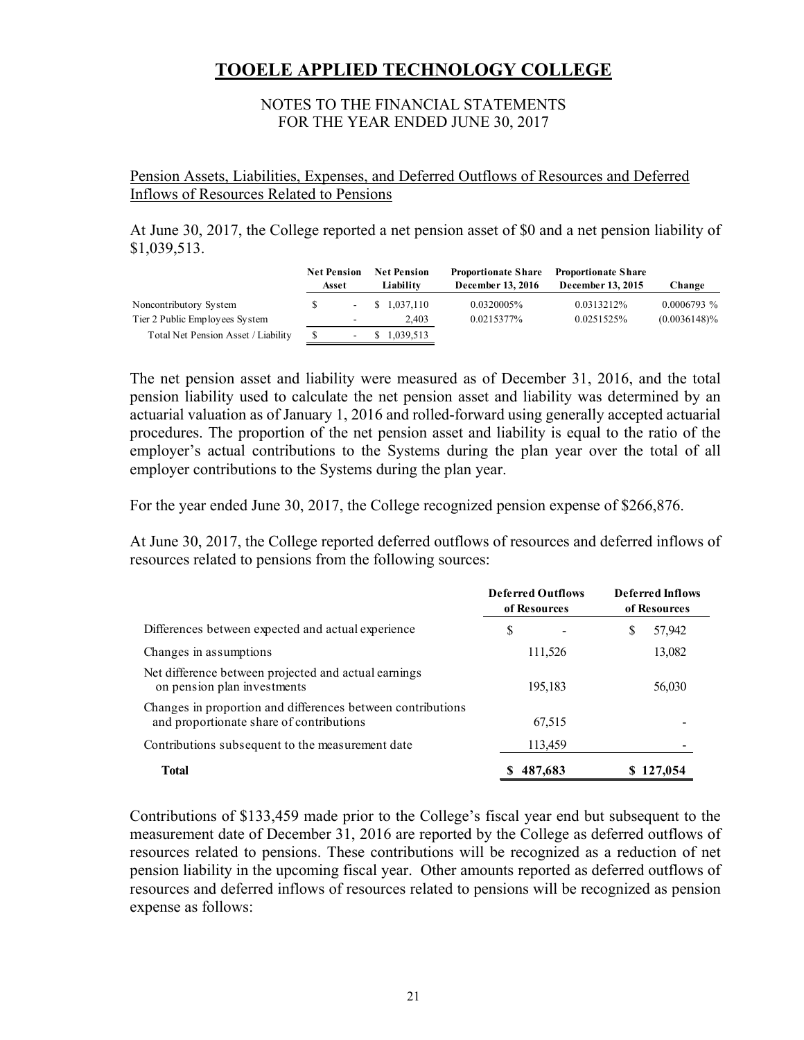# TOOELE APPLIED TECHNOLOGY COLLEGE

NOTES TO THE FINANCIAL STATEMENTS
FOR THE YEAR ENDED JUNE 30, 2017

Pension Assets, Liabilities, Expenses, and Deferred Outflows of Resources and Deferred Inflows of Resources Related to Pensions

At June 30, 2017, the College reported a net pension asset of $0 and a net pension liability of $1,039,513.

| | Net Pension Asset | Net Pension Liability | Proportionate Share December 13, 2016 | Proportionate Share December 13, 2015 | Change |
|---|---|---|---|---|---|
| Noncontributory System | $ - | $ 1,037,110 | 0.0320005% | 0.0313212% | 0.0006793 % |
| Tier 2 Public Employees System | - | 2,403 | 0.0215377% | 0.0251525% | (0.0036148)% |
| Total Net Pension Asset / Liability | $ - | $ 1,039,513 | | | |

The net pension asset and liability were measured as of December 31, 2016, and the total pension liability used to calculate the net pension asset and liability was determined by an actuarial valuation as of January 1, 2016 and rolled-forward using generally accepted actuarial procedures. The proportion of the net pension asset and liability is equal to the ratio of the employer's actual contributions to the Systems during the plan year over the total of all employer contributions to the Systems during the plan year.

For the year ended June 30, 2017, the College recognized pension expense of $266,876.

At June 30, 2017, the College reported deferred outflows of resources and deferred inflows of resources related to pensions from the following sources:

| | Deferred Outflows of Resources | Deferred Inflows of Resources |
|---|---|---|
| Differences between expected and actual experience | $ - | $ 57,942 |
| Changes in assumptions | 111,526 | 13,082 |
| Net difference between projected and actual earnings on pension plan investments | 195,183 | 56,030 |
| Changes in proportion and differences between contributions and proportionate share of contributions | 67,515 | - |
| Contributions subsequent to the measurement date | 113,459 | - |
| **Total** | **$ 487,683** | **$ 127,054** |

Contributions of $133,459 made prior to the College's fiscal year end but subsequent to the measurement date of December 31, 2016 are reported by the College as deferred outflows of resources related to pensions. These contributions will be recognized as a reduction of net pension liability in the upcoming fiscal year. Other amounts reported as deferred outflows of resources and deferred inflows of resources related to pensions will be recognized as pension expense as follows: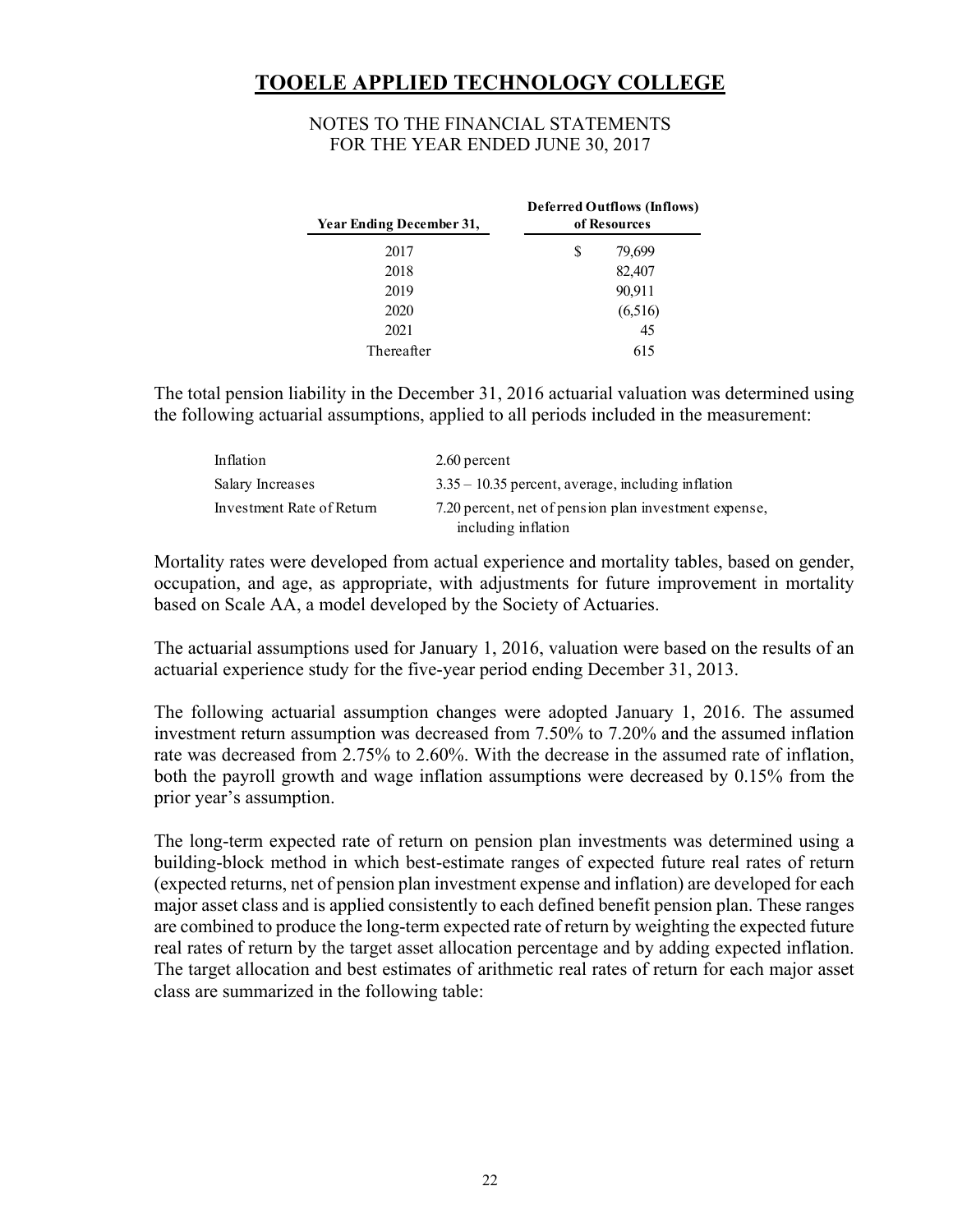# TOOELE APPLIED TECHNOLOGY COLLEGE

NOTES TO THE FINANCIAL STATEMENTS
FOR THE YEAR ENDED JUNE 30, 2017

| Year Ending December 31, | Deferred Outflows (Inflows) of Resources |
|---|---|
| 2017 | $ 79,699 |
| 2018 | 82,407 |
| 2019 | 90,911 |
| 2020 | (6,516) |
| 2021 | 45 |
| Thereafter | 615 |

The total pension liability in the December 31, 2016 actuarial valuation was determined using the following actuarial assumptions, applied to all periods included in the measurement:

| | |
|---|---|
| Inflation | 2.60 percent |
| Salary Increases | 3.35 – 10.35 percent, average, including inflation |
| Investment Rate of Return | 7.20 percent, net of pension plan investment expense, including inflation |

Mortality rates were developed from actual experience and mortality tables, based on gender, occupation, and age, as appropriate, with adjustments for future improvement in mortality based on Scale AA, a model developed by the Society of Actuaries.

The actuarial assumptions used for January 1, 2016, valuation were based on the results of an actuarial experience study for the five-year period ending December 31, 2013.

The following actuarial assumption changes were adopted January 1, 2016. The assumed investment return assumption was decreased from 7.50% to 7.20% and the assumed inflation rate was decreased from 2.75% to 2.60%. With the decrease in the assumed rate of inflation, both the payroll growth and wage inflation assumptions were decreased by 0.15% from the prior year's assumption.

The long-term expected rate of return on pension plan investments was determined using a building-block method in which best-estimate ranges of expected future real rates of return (expected returns, net of pension plan investment expense and inflation) are developed for each major asset class and is applied consistently to each defined benefit pension plan. These ranges are combined to produce the long-term expected rate of return by weighting the expected future real rates of return by the target asset allocation percentage and by adding expected inflation. The target allocation and best estimates of arithmetic real rates of return for each major asset class are summarized in the following table: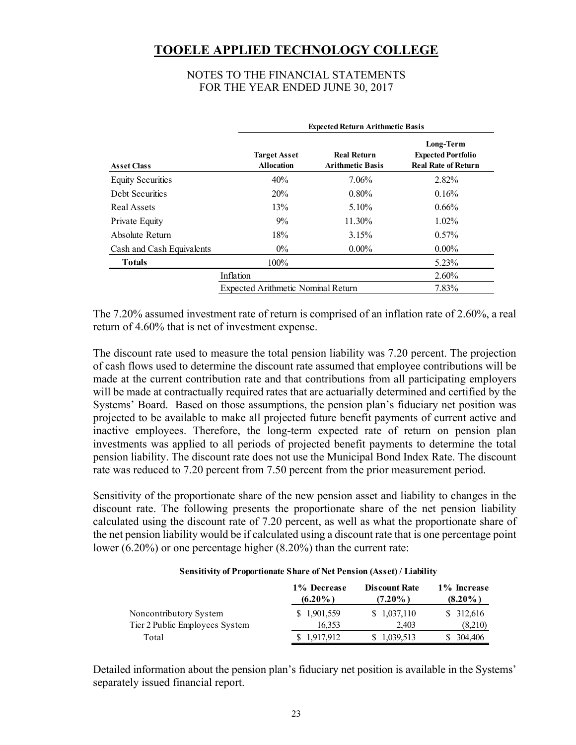# TOOELE APPLIED TECHNOLOGY COLLEGE

NOTES TO THE FINANCIAL STATEMENTS
FOR THE YEAR ENDED JUNE 30, 2017

| | Expected Return Arithmetic Basis | | |
|---|---|---|---|
| **Asset Class** | **Target Asset Allocation** | **Real Return Arithmetic Basis** | **Long-Term Expected Portfolio Real Rate of Return** |
| Equity Securities | 40% | 7.06% | 2.82% |
| Debt Securities | 20% | 0.80% | 0.16% |
| Real Assets | 13% | 5.10% | 0.66% |
| Private Equity | 9% | 11.30% | 1.02% |
| Absolute Return | 18% | 3.15% | 0.57% |
| Cash and Cash Equivalents | 0% | 0.00% | 0.00% |
| **Totals** | 100% | | 5.23% |
| | Inflation | | 2.60% |
| | Expected Arithmetic Nominal Return | | 7.83% |

The 7.20% assumed investment rate of return is comprised of an inflation rate of 2.60%, a real return of 4.60% that is net of investment expense.

The discount rate used to measure the total pension liability was 7.20 percent. The projection of cash flows used to determine the discount rate assumed that employee contributions will be made at the current contribution rate and that contributions from all participating employers will be made at contractually required rates that are actuarially determined and certified by the Systems' Board. Based on those assumptions, the pension plan's fiduciary net position was projected to be available to make all projected future benefit payments of current active and inactive employees. Therefore, the long-term expected rate of return on pension plan investments was applied to all periods of projected benefit payments to determine the total pension liability. The discount rate does not use the Municipal Bond Index Rate. The discount rate was reduced to 7.20 percent from 7.50 percent from the prior measurement period.

Sensitivity of the proportionate share of the new pension asset and liability to changes in the discount rate. The following presents the proportionate share of the net pension liability calculated using the discount rate of 7.20 percent, as well as what the proportionate share of the net pension liability would be if calculated using a discount rate that is one percentage point lower (6.20%) or one percentage higher (8.20%) than the current rate:

**Sensitivity of Proportionate Share of Net Pension (Asset) / Liability**

| | 1% Decrease (6.20%) | Discount Rate (7.20%) | 1% Increase (8.20%) |
|---|---|---|---|
| Noncontributory System | $ 1,901,559 | $ 1,037,110 | $ 312,616 |
| Tier 2 Public Employees System | 16,353 | 2,403 | (8,210) |
| Total | $ 1,917,912 | $ 1,039,513 | $ 304,406 |

Detailed information about the pension plan's fiduciary net position is available in the Systems' separately issued financial report.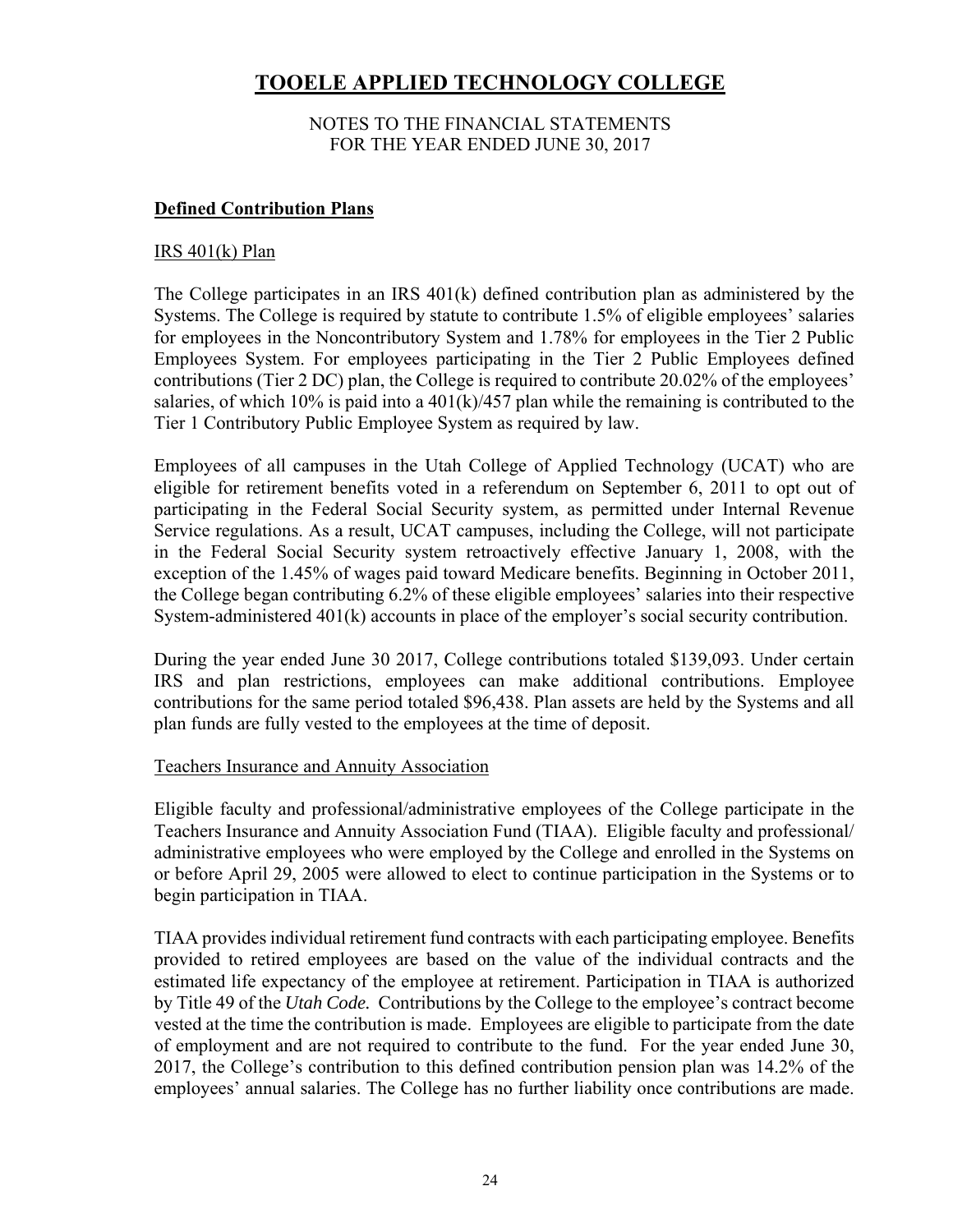# TOOELE APPLIED TECHNOLOGY COLLEGE

NOTES TO THE FINANCIAL STATEMENTS
FOR THE YEAR ENDED JUNE 30, 2017

## Defined Contribution Plans

### IRS 401(k) Plan

The College participates in an IRS 401(k) defined contribution plan as administered by the Systems. The College is required by statute to contribute 1.5% of eligible employees' salaries for employees in the Noncontributory System and 1.78% for employees in the Tier 2 Public Employees System. For employees participating in the Tier 2 Public Employees defined contributions (Tier 2 DC) plan, the College is required to contribute 20.02% of the employees' salaries, of which 10% is paid into a 401(k)/457 plan while the remaining is contributed to the Tier 1 Contributory Public Employee System as required by law.

Employees of all campuses in the Utah College of Applied Technology (UCAT) who are eligible for retirement benefits voted in a referendum on September 6, 2011 to opt out of participating in the Federal Social Security system, as permitted under Internal Revenue Service regulations. As a result, UCAT campuses, including the College, will not participate in the Federal Social Security system retroactively effective January 1, 2008, with the exception of the 1.45% of wages paid toward Medicare benefits. Beginning in October 2011, the College began contributing 6.2% of these eligible employees' salaries into their respective System-administered 401(k) accounts in place of the employer's social security contribution.

During the year ended June 30 2017, College contributions totaled \$139,093. Under certain IRS and plan restrictions, employees can make additional contributions. Employee contributions for the same period totaled \$96,438. Plan assets are held by the Systems and all plan funds are fully vested to the employees at the time of deposit.

### Teachers Insurance and Annuity Association

Eligible faculty and professional/administrative employees of the College participate in the Teachers Insurance and Annuity Association Fund (TIAA). Eligible faculty and professional/ administrative employees who were employed by the College and enrolled in the Systems on or before April 29, 2005 were allowed to elect to continue participation in the Systems or to begin participation in TIAA.

TIAA provides individual retirement fund contracts with each participating employee. Benefits provided to retired employees are based on the value of the individual contracts and the estimated life expectancy of the employee at retirement. Participation in TIAA is authorized by Title 49 of the *Utah Code.* Contributions by the College to the employee's contract become vested at the time the contribution is made. Employees are eligible to participate from the date of employment and are not required to contribute to the fund. For the year ended June 30, 2017, the College's contribution to this defined contribution pension plan was 14.2% of the employees' annual salaries. The College has no further liability once contributions are made.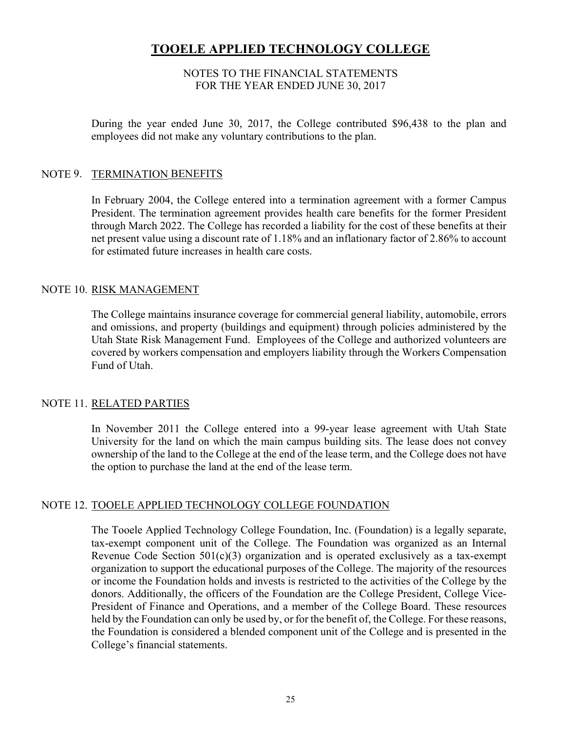During the year ended June 30, 2017, the College contributed $96,438 to the plan and employees did not make any voluntary contributions to the plan.

## NOTE 9. TERMINATION BENEFITS

In February 2004, the College entered into a termination agreement with a former Campus President. The termination agreement provides health care benefits for the former President through March 2022. The College has recorded a liability for the cost of these benefits at their net present value using a discount rate of 1.18% and an inflationary factor of 2.86% to account for estimated future increases in health care costs.

## NOTE 10. RISK MANAGEMENT

The College maintains insurance coverage for commercial general liability, automobile, errors and omissions, and property (buildings and equipment) through policies administered by the Utah State Risk Management Fund. Employees of the College and authorized volunteers are covered by workers compensation and employers liability through the Workers Compensation Fund of Utah.

## NOTE 11. RELATED PARTIES

In November 2011 the College entered into a 99-year lease agreement with Utah State University for the land on which the main campus building sits. The lease does not convey ownership of the land to the College at the end of the lease term, and the College does not have the option to purchase the land at the end of the lease term.

## NOTE 12. TOOELE APPLIED TECHNOLOGY COLLEGE FOUNDATION

The Tooele Applied Technology College Foundation, Inc. (Foundation) is a legally separate, tax-exempt component unit of the College. The Foundation was organized as an Internal Revenue Code Section 501(c)(3) organization and is operated exclusively as a tax-exempt organization to support the educational purposes of the College. The majority of the resources or income the Foundation holds and invests is restricted to the activities of the College by the donors. Additionally, the officers of the Foundation are the College President, College Vice-President of Finance and Operations, and a member of the College Board. These resources held by the Foundation can only be used by, or for the benefit of, the College. For these reasons, the Foundation is considered a blended component unit of the College and is presented in the College's financial statements.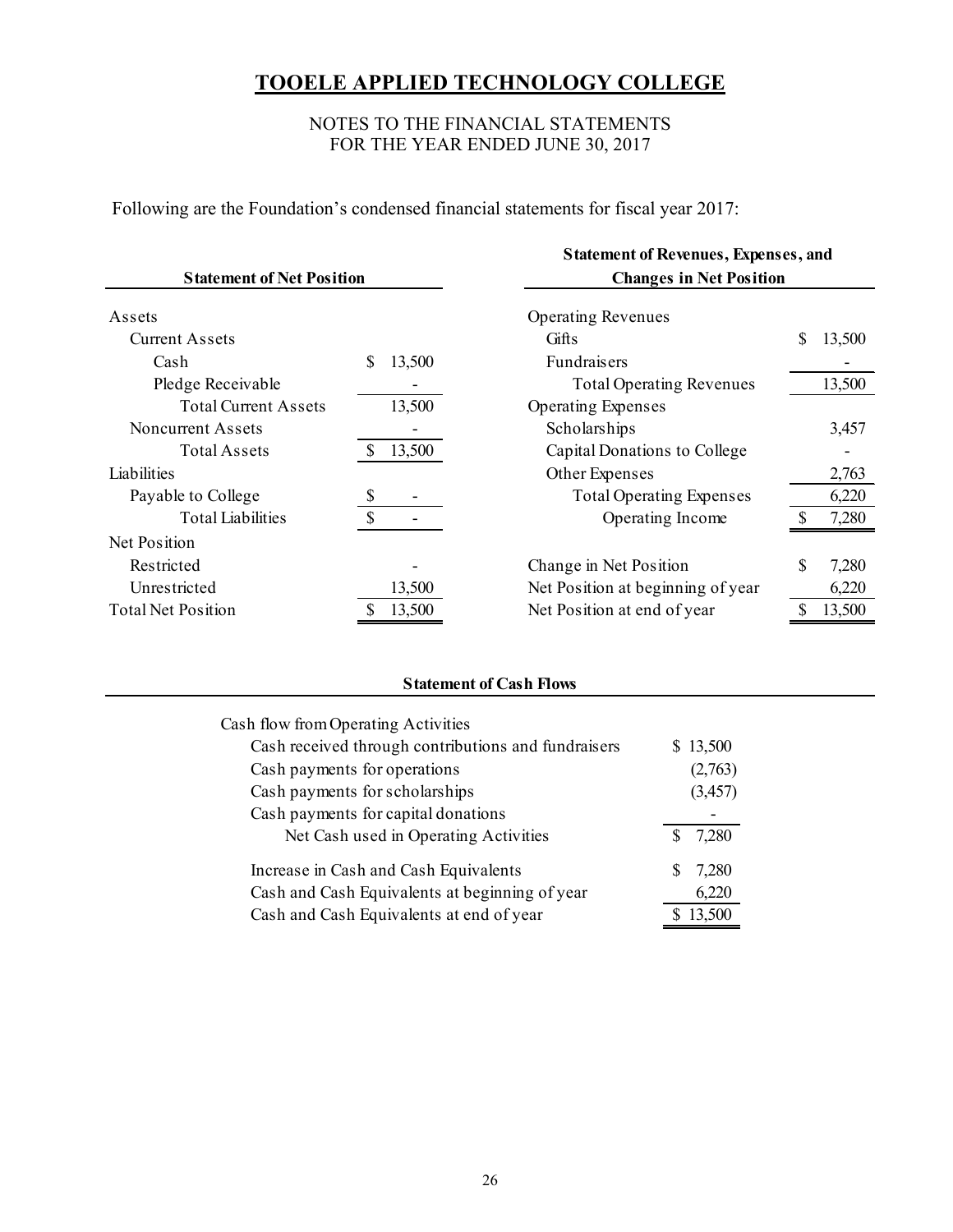# TOOELE APPLIED TECHNOLOGY COLLEGE

NOTES TO THE FINANCIAL STATEMENTS
FOR THE YEAR ENDED JUNE 30, 2017

Following are the Foundation's condensed financial statements for fiscal year 2017:

**Statement of Net Position**

| | |
|---|---|
| Assets | |
| Current Assets | |
| Cash | $ 13,500 |
| Pledge Receivable | - |
| Total Current Assets | 13,500 |
| Noncurrent Assets | - |
| Total Assets | $ 13,500 |
| Liabilities | |
| Payable to College | $ - |
| Total Liabilities | $ - |
| Net Position | |
| Restricted | - |
| Unrestricted | 13,500 |
| Total Net Position | $ 13,500 |

**Statement of Revenues, Expenses, and Changes in Net Position**

| | |
|---|---|
| Operating Revenues | |
| Gifts | $ 13,500 |
| Fundraisers | - |
| Total Operating Revenues | 13,500 |
| Operating Expenses | |
| Scholarships | 3,457 |
| Capital Donations to College | - |
| Other Expenses | 2,763 |
| Total Operating Expenses | 6,220 |
| Operating Income | $ 7,280 |
| | |
| Change in Net Position | $ 7,280 |
| Net Position at beginning of year | 6,220 |
| Net Position at end of year | $ 13,500 |

**Statement of Cash Flows**

| | |
|---|---|
| Cash flow from Operating Activities | |
| Cash received through contributions and fundraisers | $ 13,500 |
| Cash payments for operations | (2,763) |
| Cash payments for scholarships | (3,457) |
| Cash payments for capital donations | - |
| Net Cash used in Operating Activities | $ 7,280 |
| | |
| Increase in Cash and Cash Equivalents | $ 7,280 |
| Cash and Cash Equivalents at beginning of year | 6,220 |
| Cash and Cash Equivalents at end of year | $ 13,500 |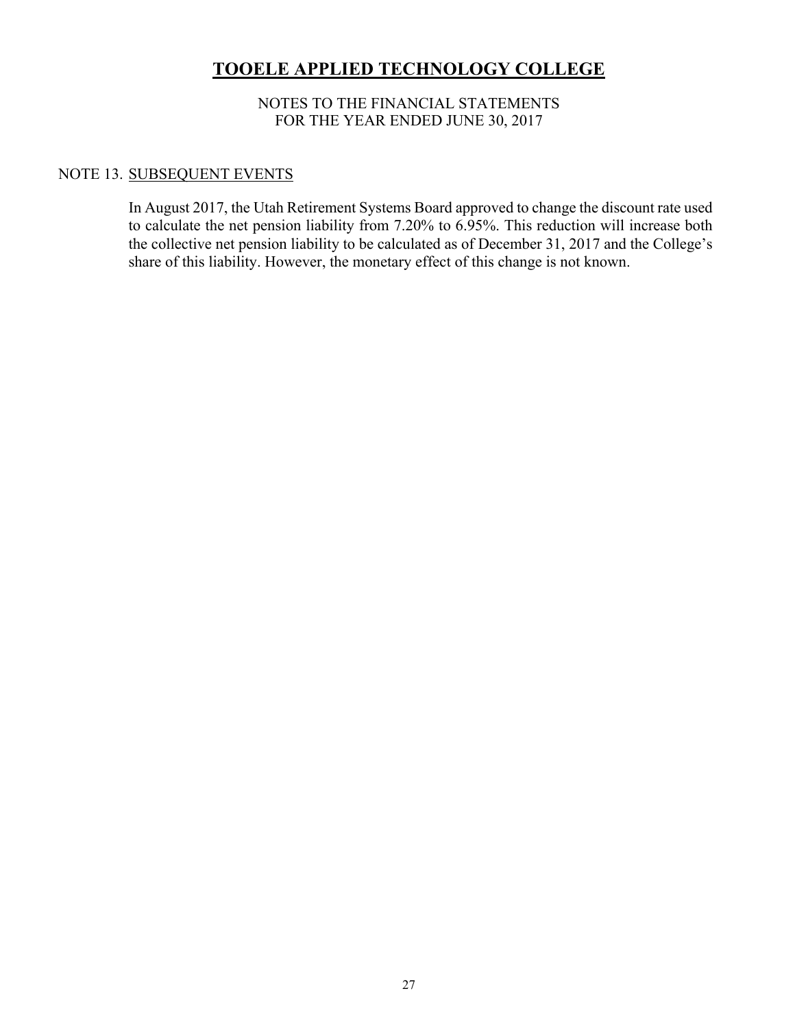# TOOELE APPLIED TECHNOLOGY COLLEGE

NOTES TO THE FINANCIAL STATEMENTS
FOR THE YEAR ENDED JUNE 30, 2017

## NOTE 13. SUBSEQUENT EVENTS

In August 2017, the Utah Retirement Systems Board approved to change the discount rate used to calculate the net pension liability from 7.20% to 6.95%. This reduction will increase both the collective net pension liability to be calculated as of December 31, 2017 and the College's share of this liability. However, the monetary effect of this change is not known.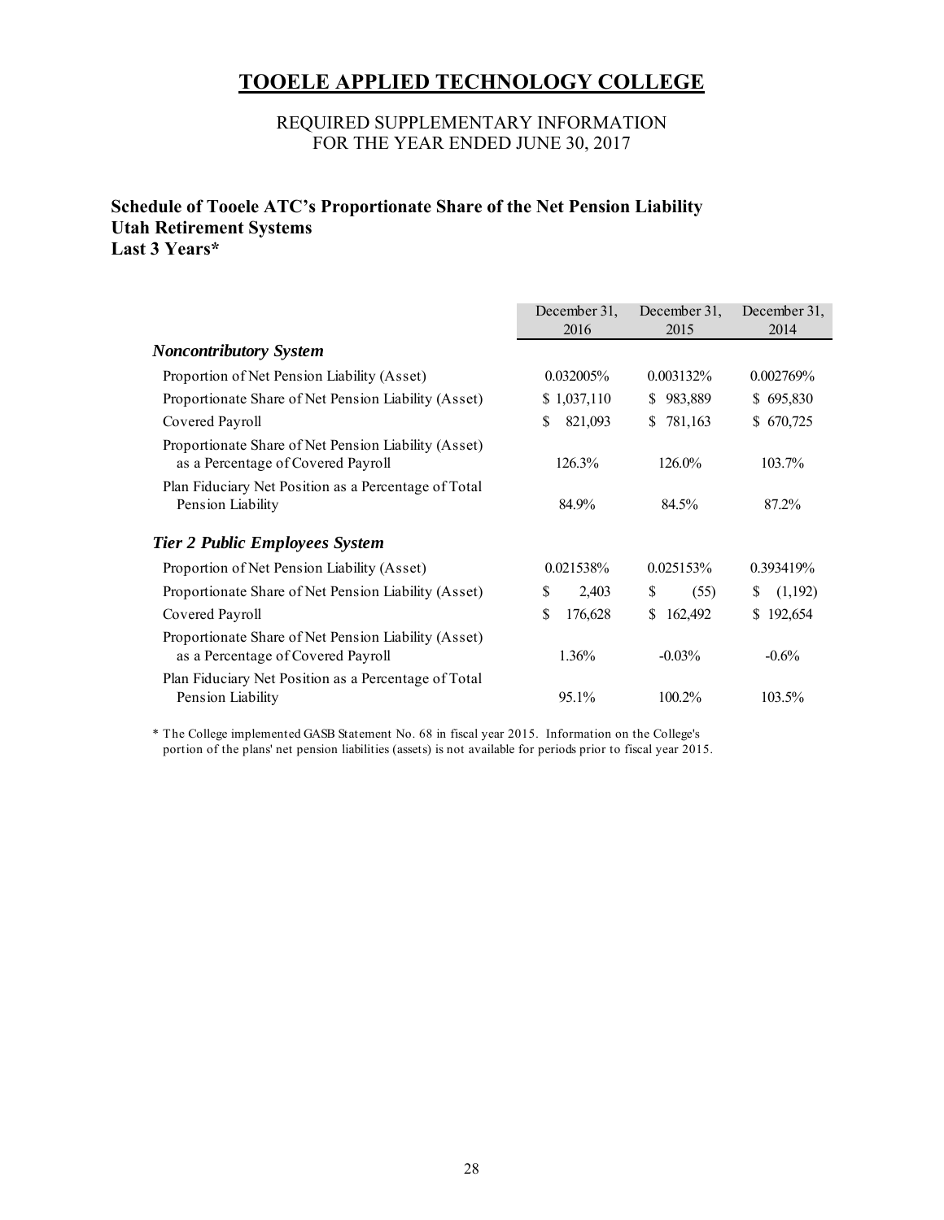# TOOELE APPLIED TECHNOLOGY COLLEGE

REQUIRED SUPPLEMENTARY INFORMATION
FOR THE YEAR ENDED JUNE 30, 2017

## Schedule of Tooele ATC's Proportionate Share of the Net Pension Liability
## Utah Retirement Systems
## Last 3 Years*

| | December 31, 2016 | December 31, 2015 | December 31, 2014 |
|---|---|---|---|
| ***Noncontributory System*** | | | |
| Proportion of Net Pension Liability (Asset) | 0.032005% | 0.003132% | 0.002769% |
| Proportionate Share of Net Pension Liability (Asset) | $ 1,037,110 | $ 983,889 | $ 695,830 |
| Covered Payroll | $ 821,093 | $ 781,163 | $ 670,725 |
| Proportionate Share of Net Pension Liability (Asset) as a Percentage of Covered Payroll | 126.3% | 126.0% | 103.7% |
| Plan Fiduciary Net Position as a Percentage of Total Pension Liability | 84.9% | 84.5% | 87.2% |
| ***Tier 2 Public Employees System*** | | | |
| Proportion of Net Pension Liability (Asset) | 0.021538% | 0.025153% | 0.393419% |
| Proportionate Share of Net Pension Liability (Asset) | $ 2,403 | $ (55) | $ (1,192) |
| Covered Payroll | $ 176,628 | $ 162,492 | $ 192,654 |
| Proportionate Share of Net Pension Liability (Asset) as a Percentage of Covered Payroll | 1.36% | -0.03% | -0.6% |
| Plan Fiduciary Net Position as a Percentage of Total Pension Liability | 95.1% | 100.2% | 103.5% |

* The College implemented GASB Statement No. 68 in fiscal year 2015. Information on the College's portion of the plans' net pension liabilities (assets) is not available for periods prior to fiscal year 2015.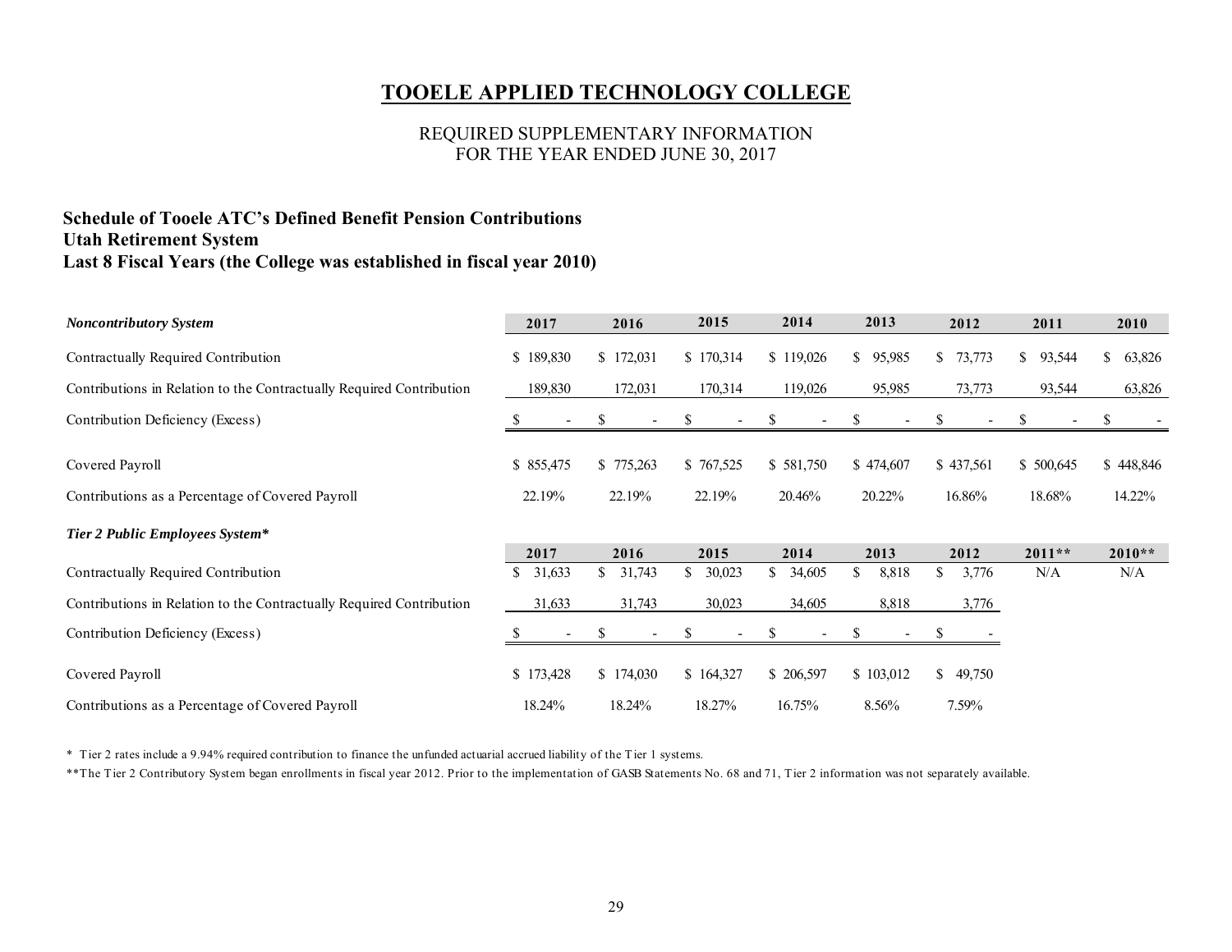# TOOELE APPLIED TECHNOLOGY COLLEGE

REQUIRED SUPPLEMENTARY INFORMATION
FOR THE YEAR ENDED JUNE 30, 2017

**Schedule of Tooele ATC's Defined Benefit Pension Contributions**
**Utah Retirement System**
**Last 8 Fiscal Years (the College was established in fiscal year 2010)**

| ***Noncontributory System*** | 2017 | 2016 | 2015 | 2014 | 2013 | 2012 | 2011 | 2010 |
|---|---|---|---|---|---|---|---|---|
| Contractually Required Contribution | $ 189,830 | $ 172,031 | $ 170,314 | $ 119,026 | $ 95,985 | $ 73,773 | $ 93,544 | $ 63,826 |
| Contributions in Relation to the Contractually Required Contribution | 189,830 | 172,031 | 170,314 | 119,026 | 95,985 | 73,773 | 93,544 | 63,826 |
| Contribution Deficiency (Excess) | $ - | $ - | $ - | $ - | $ - | $ - | $ - | $ - |
| Covered Payroll | $ 855,475 | $ 775,263 | $ 767,525 | $ 581,750 | $ 474,607 | $ 437,561 | $ 500,645 | $ 448,846 |
| Contributions as a Percentage of Covered Payroll | 22.19% | 22.19% | 22.19% | 20.46% | 20.22% | 16.86% | 18.68% | 14.22% |

| ***Tier 2 Public Employees System**** | 2017 | 2016 | 2015 | 2014 | 2013 | 2012 | 2011** | 2010** |
|---|---|---|---|---|---|---|---|---|
| Contractually Required Contribution | $ 31,633 | $ 31,743 | $ 30,023 | $ 34,605 | $ 8,818 | $ 3,776 | N/A | N/A |
| Contributions in Relation to the Contractually Required Contribution | 31,633 | 31,743 | 30,023 | 34,605 | 8,818 | 3,776 | | |
| Contribution Deficiency (Excess) | $ - | $ - | $ - | $ - | $ - | $ - | | |
| Covered Payroll | $ 173,428 | $ 174,030 | $ 164,327 | $ 206,597 | $ 103,012 | $ 49,750 | | |
| Contributions as a Percentage of Covered Payroll | 18.24% | 18.24% | 18.27% | 16.75% | 8.56% | 7.59% | | |

\* Tier 2 rates include a 9.94% required contribution to finance the unfunded actuarial accrued liability of the Tier 1 systems.

**The Tier 2 Contributory System began enrollments in fiscal year 2012. Prior to the implementation of GASB Statements No. 68 and 71, Tier 2 information was not separately available.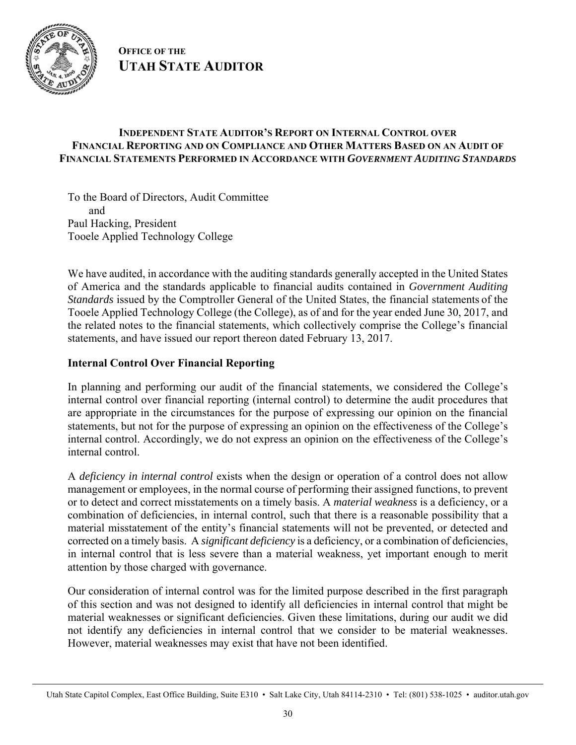**OFFICE OF THE**
**UTAH STATE AUDITOR**

# INDEPENDENT STATE AUDITOR'S REPORT ON INTERNAL CONTROL OVER FINANCIAL REPORTING AND ON COMPLIANCE AND OTHER MATTERS BASED ON AN AUDIT OF FINANCIAL STATEMENTS PERFORMED IN ACCORDANCE WITH *GOVERNMENT AUDITING STANDARDS*

To the Board of Directors, Audit Committee
and
Paul Hacking, President
Tooele Applied Technology College

We have audited, in accordance with the auditing standards generally accepted in the United States of America and the standards applicable to financial audits contained in *Government Auditing Standards* issued by the Comptroller General of the United States, the financial statements of the Tooele Applied Technology College (the College), as of and for the year ended June 30, 2017, and the related notes to the financial statements, which collectively comprise the College's financial statements, and have issued our report thereon dated February 13, 2017.

## Internal Control Over Financial Reporting

In planning and performing our audit of the financial statements, we considered the College's internal control over financial reporting (internal control) to determine the audit procedures that are appropriate in the circumstances for the purpose of expressing our opinion on the financial statements, but not for the purpose of expressing an opinion on the effectiveness of the College's internal control. Accordingly, we do not express an opinion on the effectiveness of the College's internal control.

A *deficiency in internal control* exists when the design or operation of a control does not allow management or employees, in the normal course of performing their assigned functions, to prevent or to detect and correct misstatements on a timely basis. A *material weakness* is a deficiency, or a combination of deficiencies, in internal control, such that there is a reasonable possibility that a material misstatement of the entity's financial statements will not be prevented, or detected and corrected on a timely basis. A *significant deficiency* is a deficiency, or a combination of deficiencies, in internal control that is less severe than a material weakness, yet important enough to merit attention by those charged with governance.

Our consideration of internal control was for the limited purpose described in the first paragraph of this section and was not designed to identify all deficiencies in internal control that might be material weaknesses or significant deficiencies. Given these limitations, during our audit we did not identify any deficiencies in internal control that we consider to be material weaknesses. However, material weaknesses may exist that have not been identified.

Utah State Capitol Complex, East Office Building, Suite E310 • Salt Lake City, Utah 84114-2310 • Tel: (801) 538-1025 • auditor.utah.gov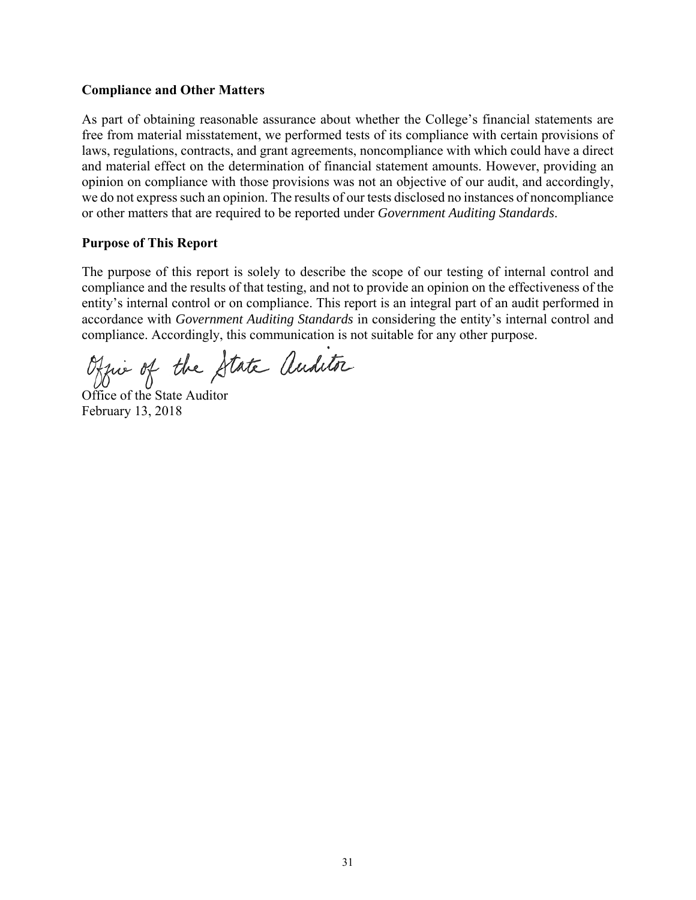## Compliance and Other Matters

As part of obtaining reasonable assurance about whether the College's financial statements are free from material misstatement, we performed tests of its compliance with certain provisions of laws, regulations, contracts, and grant agreements, noncompliance with which could have a direct and material effect on the determination of financial statement amounts. However, providing an opinion on compliance with those provisions was not an objective of our audit, and accordingly, we do not express such an opinion. The results of our tests disclosed no instances of noncompliance or other matters that are required to be reported under *Government Auditing Standards*.

## Purpose of This Report

The purpose of this report is solely to describe the scope of our testing of internal control and compliance and the results of that testing, and not to provide an opinion on the effectiveness of the entity's internal control or on compliance. This report is an integral part of an audit performed in accordance with *Government Auditing Standards* in considering the entity's internal control and compliance. Accordingly, this communication is not suitable for any other purpose.

Office of the State Auditor

Office of the State Auditor
February 13, 2018